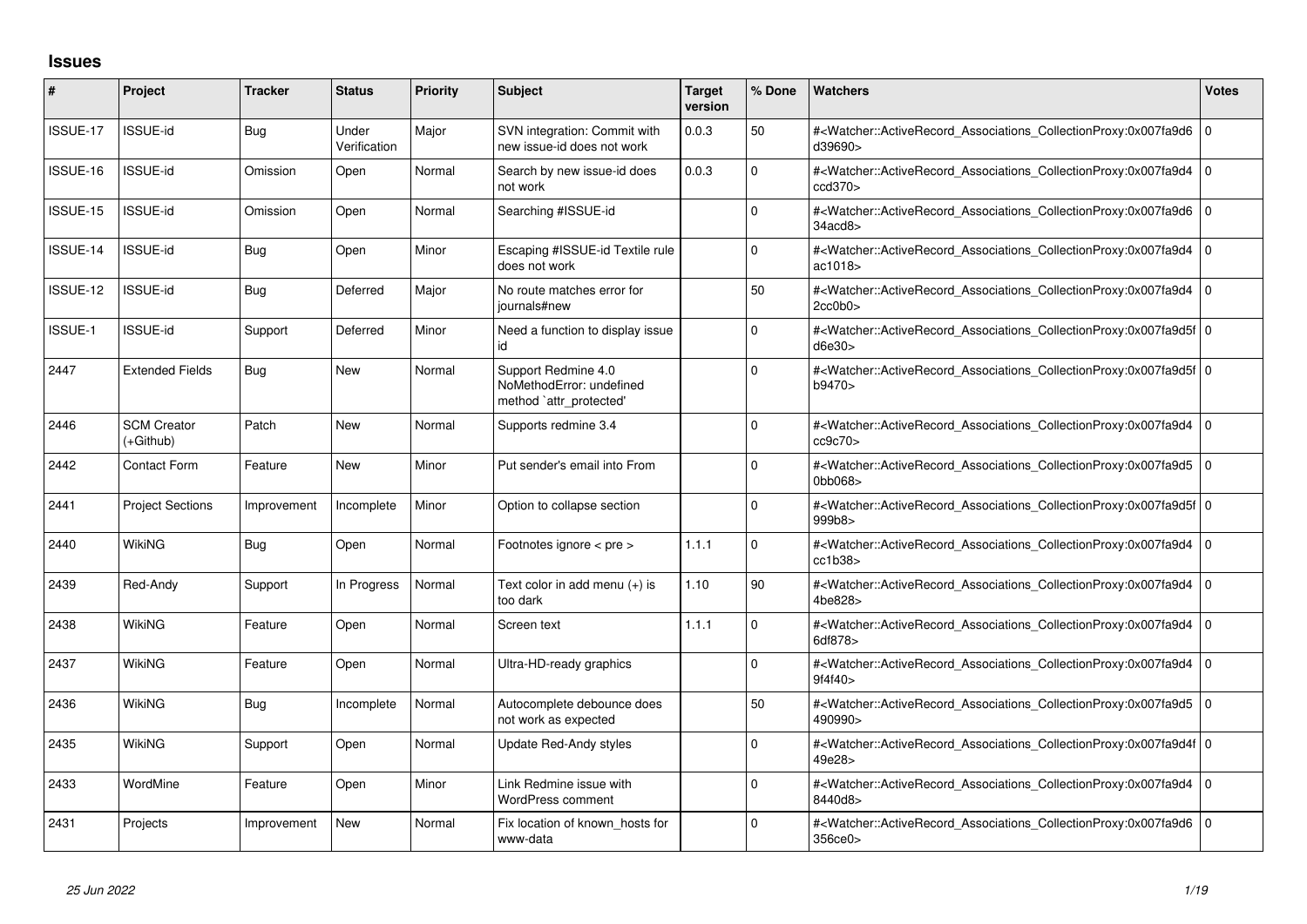## Issues

| # | Project | Tracker | Status | Priority | Subject | Target version | % Done | Watchers | Votes |
|---|---|---|---|---|---|---|---|---|---|
| ISSUE-17 | ISSUE-id | Bug | Under Verification | Major | SVN integration: Commit with new issue-id does not work | 0.0.3 | 50 | #<Watcher::ActiveRecord_Associations_CollectionProxy:0x007fa9d6d39690> | 0 |
| ISSUE-16 | ISSUE-id | Omission | Open | Normal | Search by new issue-id does not work | 0.0.3 | 0 | #<Watcher::ActiveRecord_Associations_CollectionProxy:0x007fa9d4ccd370> | 0 |
| ISSUE-15 | ISSUE-id | Omission | Open | Normal | Searching #ISSUE-id | | 0 | #<Watcher::ActiveRecord_Associations_CollectionProxy:0x007fa9d634acd8> | 0 |
| ISSUE-14 | ISSUE-id | Bug | Open | Minor | Escaping #ISSUE-id Textile rule does not work | | 0 | #<Watcher::ActiveRecord_Associations_CollectionProxy:0x007fa9d4ac1018> | 0 |
| ISSUE-12 | ISSUE-id | Bug | Deferred | Major | No route matches error for journals#new | | 50 | #<Watcher::ActiveRecord_Associations_CollectionProxy:0x007fa9d42cc0b0> | 0 |
| ISSUE-1 | ISSUE-id | Support | Deferred | Minor | Need a function to display issue id | | 0 | #<Watcher::ActiveRecord_Associations_CollectionProxy:0x007fa9d5fd6e30> | 0 |
| 2447 | Extended Fields | Bug | New | Normal | Support Redmine 4.0 NoMethodError: undefined method `attr_protected' | | 0 | #<Watcher::ActiveRecord_Associations_CollectionProxy:0x007fa9d5fb9470> | 0 |
| 2446 | SCM Creator (+Github) | Patch | New | Normal | Supports redmine 3.4 | | 0 | #<Watcher::ActiveRecord_Associations_CollectionProxy:0x007fa9d4cc9c70> | 0 |
| 2442 | Contact Form | Feature | New | Minor | Put sender's email into From | | 0 | #<Watcher::ActiveRecord_Associations_CollectionProxy:0x007fa9d50bb068> | 0 |
| 2441 | Project Sections | Improvement | Incomplete | Minor | Option to collapse section | | 0 | #<Watcher::ActiveRecord_Associations_CollectionProxy:0x007fa9d5f999b8> | 0 |
| 2440 | WikiNG | Bug | Open | Normal | Footnotes ignore < pre > | 1.1.1 | 0 | #<Watcher::ActiveRecord_Associations_CollectionProxy:0x007fa9d4cc1b38> | 0 |
| 2439 | Red-Andy | Support | In Progress | Normal | Text color in add menu (+) is too dark | 1.10 | 90 | #<Watcher::ActiveRecord_Associations_CollectionProxy:0x007fa9d44be828> | 0 |
| 2438 | WikiNG | Feature | Open | Normal | Screen text | 1.1.1 | 0 | #<Watcher::ActiveRecord_Associations_CollectionProxy:0x007fa9d46df878> | 0 |
| 2437 | WikiNG | Feature | Open | Normal | Ultra-HD-ready graphics | | 0 | #<Watcher::ActiveRecord_Associations_CollectionProxy:0x007fa9d49f4f40> | 0 |
| 2436 | WikiNG | Bug | Incomplete | Normal | Autocomplete debounce does not work as expected | | 50 | #<Watcher::ActiveRecord_Associations_CollectionProxy:0x007fa9d5490990> | 0 |
| 2435 | WikiNG | Support | Open | Normal | Update Red-Andy styles | | 0 | #<Watcher::ActiveRecord_Associations_CollectionProxy:0x007fa9d4f49e28> | 0 |
| 2433 | WordMine | Feature | Open | Minor | Link Redmine issue with WordPress comment | | 0 | #<Watcher::ActiveRecord_Associations_CollectionProxy:0x007fa9d48440d8> | 0 |
| 2431 | Projects | Improvement | New | Normal | Fix location of known_hosts for www-data | | 0 | #<Watcher::ActiveRecord_Associations_CollectionProxy:0x007fa9d6356ce0> | 0 |

*25 Jun 2022*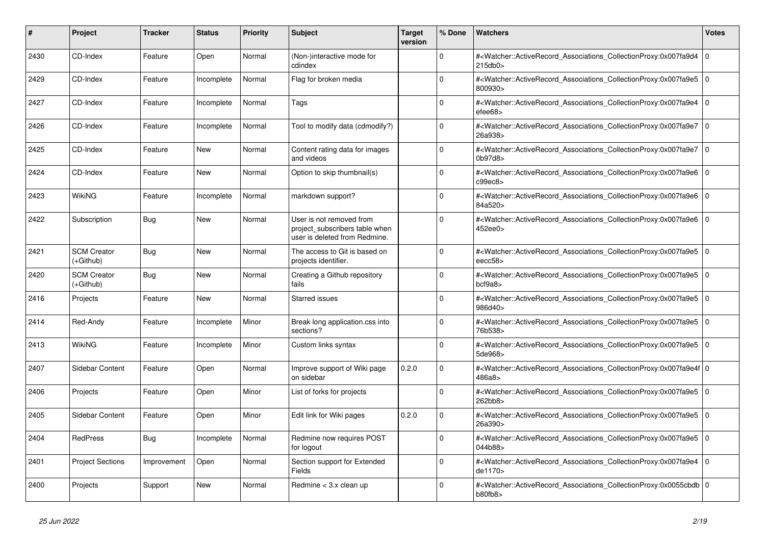| # | Project | Tracker | Status | Priority | Subject | Target version | % Done | Watchers | Votes |
|---|---|---|---|---|---|---|---|---|---|
| 2430 | CD-Index | Feature | Open | Normal | (Non-)interactive mode for cdindex | | 0 | #<Watcher::ActiveRecord_Associations_CollectionProxy:0x007fa9d4215db0> | 0 |
| 2429 | CD-Index | Feature | Incomplete | Normal | Flag for broken media | | 0 | #<Watcher::ActiveRecord_Associations_CollectionProxy:0x007fa9e5800930> | 0 |
| 2427 | CD-Index | Feature | Incomplete | Normal | Tags | | 0 | #<Watcher::ActiveRecord_Associations_CollectionProxy:0x007fa9e4efee68> | 0 |
| 2426 | CD-Index | Feature | Incomplete | Normal | Tool to modify data (cdmodify?) | | 0 | #<Watcher::ActiveRecord_Associations_CollectionProxy:0x007fa9e726a938> | 0 |
| 2425 | CD-Index | Feature | New | Normal | Content rating data for images and videos | | 0 | #<Watcher::ActiveRecord_Associations_CollectionProxy:0x007fa9e70b97d8> | 0 |
| 2424 | CD-Index | Feature | New | Normal | Option to skip thumbnail(s) | | 0 | #<Watcher::ActiveRecord_Associations_CollectionProxy:0x007fa9e6c99ec8> | 0 |
| 2423 | WikiNG | Feature | Incomplete | Normal | markdown support? | | 0 | #<Watcher::ActiveRecord_Associations_CollectionProxy:0x007fa9e684a520> | 0 |
| 2422 | Subscription | Bug | New | Normal | User is not removed from project_subscribers table when user is deleted from Redmine. | | 0 | #<Watcher::ActiveRecord_Associations_CollectionProxy:0x007fa9e6452ee0> | 0 |
| 2421 | SCM Creator (+Github) | Bug | New | Normal | The access to Git is based on projects identifier. | | 0 | #<Watcher::ActiveRecord_Associations_CollectionProxy:0x007fa9e5eecc58> | 0 |
| 2420 | SCM Creator (+Github) | Bug | New | Normal | Creating a Github repository fails | | 0 | #<Watcher::ActiveRecord_Associations_CollectionProxy:0x007fa9e5bcf9a8> | 0 |
| 2416 | Projects | Feature | New | Normal | Starred issues | | 0 | #<Watcher::ActiveRecord_Associations_CollectionProxy:0x007fa9e5986d40> | 0 |
| 2414 | Red-Andy | Feature | Incomplete | Minor | Break long application.css into sections? | | 0 | #<Watcher::ActiveRecord_Associations_CollectionProxy:0x007fa9e576b538> | 0 |
| 2413 | WikiNG | Feature | Incomplete | Minor | Custom links syntax | | 0 | #<Watcher::ActiveRecord_Associations_CollectionProxy:0x007fa9e55de968> | 0 |
| 2407 | Sidebar Content | Feature | Open | Normal | Improve support of Wiki page on sidebar | 0.2.0 | 0 | #<Watcher::ActiveRecord_Associations_CollectionProxy:0x007fa9e4f486a8> | 0 |
| 2406 | Projects | Feature | Open | Minor | List of forks for projects | | 0 | #<Watcher::ActiveRecord_Associations_CollectionProxy:0x007fa9e5262bb8> | 0 |
| 2405 | Sidebar Content | Feature | Open | Minor | Edit link for Wiki pages | 0.2.0 | 0 | #<Watcher::ActiveRecord_Associations_CollectionProxy:0x007fa9e526a390> | 0 |
| 2404 | RedPress | Bug | Incomplete | Normal | Redmine now requires POST for logout | | 0 | #<Watcher::ActiveRecord_Associations_CollectionProxy:0x007fa9e5044b88> | 0 |
| 2401 | Project Sections | Improvement | Open | Normal | Section support for Extended Fields | | 0 | #<Watcher::ActiveRecord_Associations_CollectionProxy:0x007fa9e4de1170> | 0 |
| 2400 | Projects | Support | New | Normal | Redmine < 3.x clean up | | 0 | #<Watcher::ActiveRecord_Associations_CollectionProxy:0x0055cbdbb80fb8> | 0 |

*25 Jun 2022*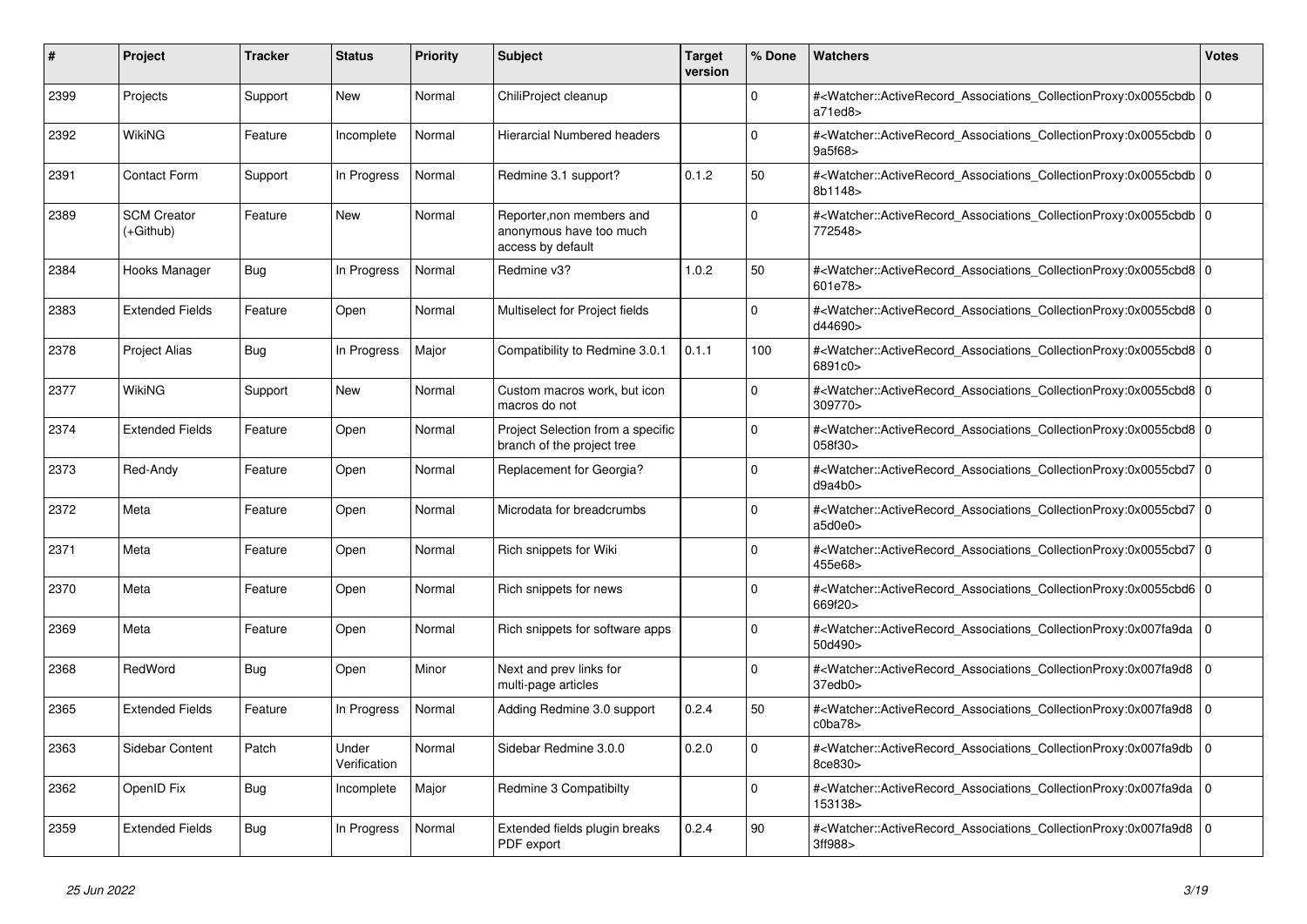| # | Project | Tracker | Status | Priority | Subject | Target version | % Done | Watchers | Votes |
|---|---|---|---|---|---|---|---|---|---|
| 2399 | Projects | Support | New | Normal | ChiliProject cleanup | | 0 | #<Watcher::ActiveRecord_Associations_CollectionProxy:0x0055cbdba71ed8> | 0 |
| 2392 | WikiNG | Feature | Incomplete | Normal | Hierarcial Numbered headers | | 0 | #<Watcher::ActiveRecord_Associations_CollectionProxy:0x0055cbdb9a5f68> | 0 |
| 2391 | Contact Form | Support | In Progress | Normal | Redmine 3.1 support? | 0.1.2 | 50 | #<Watcher::ActiveRecord_Associations_CollectionProxy:0x0055cbdb8b1148> | 0 |
| 2389 | SCM Creator (+Github) | Feature | New | Normal | Reporter,non members and anonymous have too much access by default | | 0 | #<Watcher::ActiveRecord_Associations_CollectionProxy:0x0055cbdb772548> | 0 |
| 2384 | Hooks Manager | Bug | In Progress | Normal | Redmine v3? | 1.0.2 | 50 | #<Watcher::ActiveRecord_Associations_CollectionProxy:0x0055cbd8601e78> | 0 |
| 2383 | Extended Fields | Feature | Open | Normal | Multiselect for Project fields | | 0 | #<Watcher::ActiveRecord_Associations_CollectionProxy:0x0055cbd8d44690> | 0 |
| 2378 | Project Alias | Bug | In Progress | Major | Compatibility to Redmine 3.0.1 | 0.1.1 | 100 | #<Watcher::ActiveRecord_Associations_CollectionProxy:0x0055cbd86891c0> | 0 |
| 2377 | WikiNG | Support | New | Normal | Custom macros work, but icon macros do not | | 0 | #<Watcher::ActiveRecord_Associations_CollectionProxy:0x0055cbd8309770> | 0 |
| 2374 | Extended Fields | Feature | Open | Normal | Project Selection from a specific branch of the project tree | | 0 | #<Watcher::ActiveRecord_Associations_CollectionProxy:0x0055cbd8058f30> | 0 |
| 2373 | Red-Andy | Feature | Open | Normal | Replacement for Georgia? | | 0 | #<Watcher::ActiveRecord_Associations_CollectionProxy:0x0055cbd7d9a4b0> | 0 |
| 2372 | Meta | Feature | Open | Normal | Microdata for breadcrumbs | | 0 | #<Watcher::ActiveRecord_Associations_CollectionProxy:0x0055cbd7a5d0e0> | 0 |
| 2371 | Meta | Feature | Open | Normal | Rich snippets for Wiki | | 0 | #<Watcher::ActiveRecord_Associations_CollectionProxy:0x0055cbd7455e68> | 0 |
| 2370 | Meta | Feature | Open | Normal | Rich snippets for news | | 0 | #<Watcher::ActiveRecord_Associations_CollectionProxy:0x0055cbd6669f20> | 0 |
| 2369 | Meta | Feature | Open | Normal | Rich snippets for software apps | | 0 | #<Watcher::ActiveRecord_Associations_CollectionProxy:0x007fa9da50d490> | 0 |
| 2368 | RedWord | Bug | Open | Minor | Next and prev links for multi-page articles | | 0 | #<Watcher::ActiveRecord_Associations_CollectionProxy:0x007fa9d837edb0> | 0 |
| 2365 | Extended Fields | Feature | In Progress | Normal | Adding Redmine 3.0 support | 0.2.4 | 50 | #<Watcher::ActiveRecord_Associations_CollectionProxy:0x007fa9d8c0ba78> | 0 |
| 2363 | Sidebar Content | Patch | Under Verification | Normal | Sidebar Redmine 3.0.0 | 0.2.0 | 0 | #<Watcher::ActiveRecord_Associations_CollectionProxy:0x007fa9db8ce830> | 0 |
| 2362 | OpenID Fix | Bug | Incomplete | Major | Redmine 3 Compatibilty | | 0 | #<Watcher::ActiveRecord_Associations_CollectionProxy:0x007fa9da153138> | 0 |
| 2359 | Extended Fields | Bug | In Progress | Normal | Extended fields plugin breaks PDF export | 0.2.4 | 90 | #<Watcher::ActiveRecord_Associations_CollectionProxy:0x007fa9d83ff988> | 0 |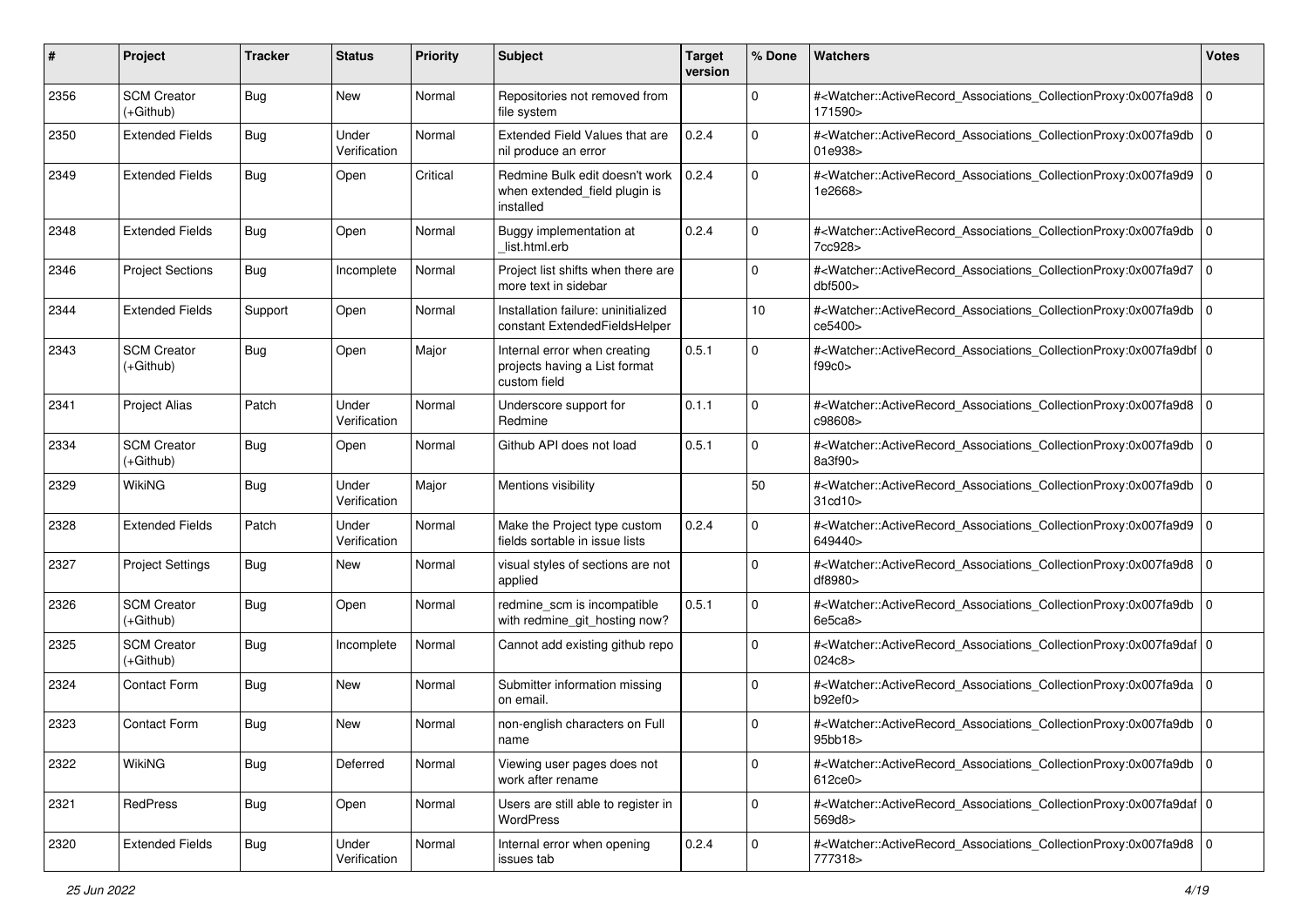| # | Project | Tracker | Status | Priority | Subject | Target version | % Done | Watchers | Votes |
|---|---|---|---|---|---|---|---|---|---|
| 2356 | SCM Creator (+Github) | Bug | New | Normal | Repositories not removed from file system | | 0 | #<Watcher::ActiveRecord_Associations_CollectionProxy:0x007fa9d8171590> | 0 |
| 2350 | Extended Fields | Bug | Under Verification | Normal | Extended Field Values that are nil produce an error | 0.2.4 | 0 | #<Watcher::ActiveRecord_Associations_CollectionProxy:0x007fa9db01e938> | 0 |
| 2349 | Extended Fields | Bug | Open | Critical | Redmine Bulk edit doesn't work when extended_field plugin is installed | 0.2.4 | 0 | #<Watcher::ActiveRecord_Associations_CollectionProxy:0x007fa9d91e2668> | 0 |
| 2348 | Extended Fields | Bug | Open | Normal | Buggy implementation at _list.html.erb | 0.2.4 | 0 | #<Watcher::ActiveRecord_Associations_CollectionProxy:0x007fa9db7cc928> | 0 |
| 2346 | Project Sections | Bug | Incomplete | Normal | Project list shifts when there are more text in sidebar | | 0 | #<Watcher::ActiveRecord_Associations_CollectionProxy:0x007fa9d7dbf500> | 0 |
| 2344 | Extended Fields | Support | Open | Normal | Installation failure: uninitialized constant ExtendedFieldsHelper | | 10 | #<Watcher::ActiveRecord_Associations_CollectionProxy:0x007fa9dbce5400> | 0 |
| 2343 | SCM Creator (+Github) | Bug | Open | Major | Internal error when creating projects having a List format custom field | 0.5.1 | 0 | #<Watcher::ActiveRecord_Associations_CollectionProxy:0x007fa9dbff99c0> | 0 |
| 2341 | Project Alias | Patch | Under Verification | Normal | Underscore support for Redmine | 0.1.1 | 0 | #<Watcher::ActiveRecord_Associations_CollectionProxy:0x007fa9d8c98608> | 0 |
| 2334 | SCM Creator (+Github) | Bug | Open | Normal | Github API does not load | 0.5.1 | 0 | #<Watcher::ActiveRecord_Associations_CollectionProxy:0x007fa9db8a3f90> | 0 |
| 2329 | WikiNG | Bug | Under Verification | Major | Mentions visibility | | 50 | #<Watcher::ActiveRecord_Associations_CollectionProxy:0x007fa9db31cd10> | 0 |
| 2328 | Extended Fields | Patch | Under Verification | Normal | Make the Project type custom fields sortable in issue lists | 0.2.4 | 0 | #<Watcher::ActiveRecord_Associations_CollectionProxy:0x007fa9d9649440> | 0 |
| 2327 | Project Settings | Bug | New | Normal | visual styles of sections are not applied | | 0 | #<Watcher::ActiveRecord_Associations_CollectionProxy:0x007fa9d8df8980> | 0 |
| 2326 | SCM Creator (+Github) | Bug | Open | Normal | redmine_scm is incompatible with redmine_git_hosting now? | 0.5.1 | 0 | #<Watcher::ActiveRecord_Associations_CollectionProxy:0x007fa9db6e5ca8> | 0 |
| 2325 | SCM Creator (+Github) | Bug | Incomplete | Normal | Cannot add existing github repo | | 0 | #<Watcher::ActiveRecord_Associations_CollectionProxy:0x007fa9daf024c8> | 0 |
| 2324 | Contact Form | Bug | New | Normal | Submitter information missing on email. | | 0 | #<Watcher::ActiveRecord_Associations_CollectionProxy:0x007fa9dab92ef0> | 0 |
| 2323 | Contact Form | Bug | New | Normal | non-english characters on Full name | | 0 | #<Watcher::ActiveRecord_Associations_CollectionProxy:0x007fa9db95bb18> | 0 |
| 2322 | WikiNG | Bug | Deferred | Normal | Viewing user pages does not work after rename | | 0 | #<Watcher::ActiveRecord_Associations_CollectionProxy:0x007fa9db612ce0> | 0 |
| 2321 | RedPress | Bug | Open | Normal | Users are still able to register in WordPress | | 0 | #<Watcher::ActiveRecord_Associations_CollectionProxy:0x007fa9daf569d8> | 0 |
| 2320 | Extended Fields | Bug | Under Verification | Normal | Internal error when opening issues tab | 0.2.4 | 0 | #<Watcher::ActiveRecord_Associations_CollectionProxy:0x007fa9d8777318> | 0 |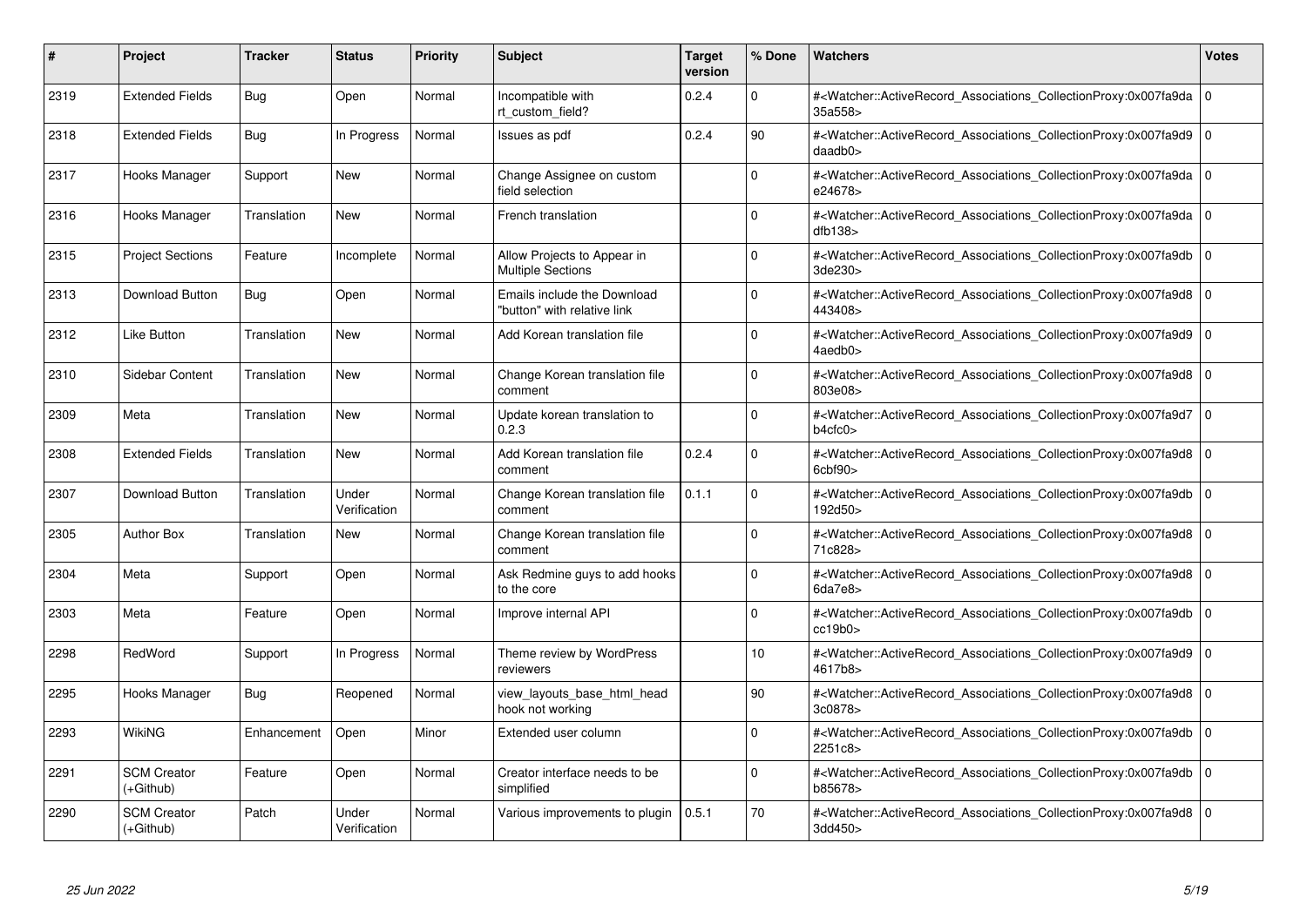| # | Project | Tracker | Status | Priority | Subject | Target version | % Done | Watchers | Votes |
|---|---|---|---|---|---|---|---|---|---|
| 2319 | Extended Fields | Bug | Open | Normal | Incompatible with rt_custom_field? | 0.2.4 | 0 | #<Watcher::ActiveRecord_Associations_CollectionProxy:0x007fa9da35a558> | 0 |
| 2318 | Extended Fields | Bug | In Progress | Normal | Issues as pdf | 0.2.4 | 90 | #<Watcher::ActiveRecord_Associations_CollectionProxy:0x007fa9d9daadb0> | 0 |
| 2317 | Hooks Manager | Support | New | Normal | Change Assignee on custom field selection | | 0 | #<Watcher::ActiveRecord_Associations_CollectionProxy:0x007fa9dae24678> | 0 |
| 2316 | Hooks Manager | Translation | New | Normal | French translation | | 0 | #<Watcher::ActiveRecord_Associations_CollectionProxy:0x007fa9dadfb138> | 0 |
| 2315 | Project Sections | Feature | Incomplete | Normal | Allow Projects to Appear in Multiple Sections | | 0 | #<Watcher::ActiveRecord_Associations_CollectionProxy:0x007fa9db3de230> | 0 |
| 2313 | Download Button | Bug | Open | Normal | Emails include the Download "button" with relative link | | 0 | #<Watcher::ActiveRecord_Associations_CollectionProxy:0x007fa9d8443408> | 0 |
| 2312 | Like Button | Translation | New | Normal | Add Korean translation file | | 0 | #<Watcher::ActiveRecord_Associations_CollectionProxy:0x007fa9d94aedb0> | 0 |
| 2310 | Sidebar Content | Translation | New | Normal | Change Korean translation file comment | | 0 | #<Watcher::ActiveRecord_Associations_CollectionProxy:0x007fa9d8803e08> | 0 |
| 2309 | Meta | Translation | New | Normal | Update korean translation to 0.2.3 | | 0 | #<Watcher::ActiveRecord_Associations_CollectionProxy:0x007fa9d7b4cfc0> | 0 |
| 2308 | Extended Fields | Translation | New | Normal | Add Korean translation file comment | 0.2.4 | 0 | #<Watcher::ActiveRecord_Associations_CollectionProxy:0x007fa9d86cbf90> | 0 |
| 2307 | Download Button | Translation | Under Verification | Normal | Change Korean translation file comment | 0.1.1 | 0 | #<Watcher::ActiveRecord_Associations_CollectionProxy:0x007fa9db192d50> | 0 |
| 2305 | Author Box | Translation | New | Normal | Change Korean translation file comment | | 0 | #<Watcher::ActiveRecord_Associations_CollectionProxy:0x007fa9d871c828> | 0 |
| 2304 | Meta | Support | Open | Normal | Ask Redmine guys to add hooks to the core | | 0 | #<Watcher::ActiveRecord_Associations_CollectionProxy:0x007fa9d86da7e8> | 0 |
| 2303 | Meta | Feature | Open | Normal | Improve internal API | | 0 | #<Watcher::ActiveRecord_Associations_CollectionProxy:0x007fa9dbcc19b0> | 0 |
| 2298 | RedWord | Support | In Progress | Normal | Theme review by WordPress reviewers | | 10 | #<Watcher::ActiveRecord_Associations_CollectionProxy:0x007fa9d94617b8> | 0 |
| 2295 | Hooks Manager | Bug | Reopened | Normal | view_layouts_base_html_head hook not working | | 90 | #<Watcher::ActiveRecord_Associations_CollectionProxy:0x007fa9d83c0878> | 0 |
| 2293 | WikiNG | Enhancement | Open | Minor | Extended user column | | 0 | #<Watcher::ActiveRecord_Associations_CollectionProxy:0x007fa9db2251c8> | 0 |
| 2291 | SCM Creator (+Github) | Feature | Open | Normal | Creator interface needs to be simplified | | 0 | #<Watcher::ActiveRecord_Associations_CollectionProxy:0x007fa9dbb85678> | 0 |
| 2290 | SCM Creator (+Github) | Patch | Under Verification | Normal | Various improvements to plugin | 0.5.1 | 70 | #<Watcher::ActiveRecord_Associations_CollectionProxy:0x007fa9d83dd450> | 0 |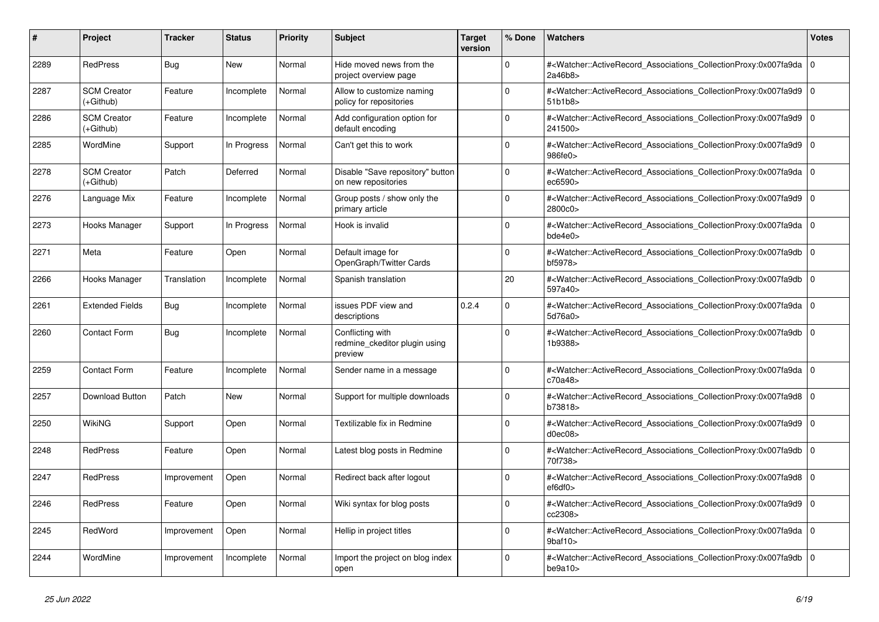| # | Project | Tracker | Status | Priority | Subject | Target version | % Done | Watchers | Votes |
|---|---|---|---|---|---|---|---|---|---|
| 2289 | RedPress | Bug | New | Normal | Hide moved news from the project overview page | | 0 | #<Watcher::ActiveRecord_Associations_CollectionProxy:0x007fa9da2a46b8> | 0 |
| 2287 | SCM Creator (+Github) | Feature | Incomplete | Normal | Allow to customize naming policy for repositories | | 0 | #<Watcher::ActiveRecord_Associations_CollectionProxy:0x007fa9d951b1b8> | 0 |
| 2286 | SCM Creator (+Github) | Feature | Incomplete | Normal | Add configuration option for default encoding | | 0 | #<Watcher::ActiveRecord_Associations_CollectionProxy:0x007fa9d9241500> | 0 |
| 2285 | WordMine | Support | In Progress | Normal | Can't get this to work | | 0 | #<Watcher::ActiveRecord_Associations_CollectionProxy:0x007fa9d9986fe0> | 0 |
| 2278 | SCM Creator (+Github) | Patch | Deferred | Normal | Disable "Save repository" button on new repositories | | 0 | #<Watcher::ActiveRecord_Associations_CollectionProxy:0x007fa9daec6590> | 0 |
| 2276 | Language Mix | Feature | Incomplete | Normal | Group posts / show only the primary article | | 0 | #<Watcher::ActiveRecord_Associations_CollectionProxy:0x007fa9d92800c0> | 0 |
| 2273 | Hooks Manager | Support | In Progress | Normal | Hook is invalid | | 0 | #<Watcher::ActiveRecord_Associations_CollectionProxy:0x007fa9dabde4e0> | 0 |
| 2271 | Meta | Feature | Open | Normal | Default image for OpenGraph/Twitter Cards | | 0 | #<Watcher::ActiveRecord_Associations_CollectionProxy:0x007fa9dbbf5978> | 0 |
| 2266 | Hooks Manager | Translation | Incomplete | Normal | Spanish translation | | 20 | #<Watcher::ActiveRecord_Associations_CollectionProxy:0x007fa9db597a40> | 0 |
| 2261 | Extended Fields | Bug | Incomplete | Normal | issues PDF view and descriptions | 0.2.4 | 0 | #<Watcher::ActiveRecord_Associations_CollectionProxy:0x007fa9da5d76a0> | 0 |
| 2260 | Contact Form | Bug | Incomplete | Normal | Conflicting with redmine_ckeditor plugin using preview | | 0 | #<Watcher::ActiveRecord_Associations_CollectionProxy:0x007fa9db1b9388> | 0 |
| 2259 | Contact Form | Feature | Incomplete | Normal | Sender name in a message | | 0 | #<Watcher::ActiveRecord_Associations_CollectionProxy:0x007fa9dac70a48> | 0 |
| 2257 | Download Button | Patch | New | Normal | Support for multiple downloads | | 0 | #<Watcher::ActiveRecord_Associations_CollectionProxy:0x007fa9d8b73818> | 0 |
| 2250 | WikiNG | Support | Open | Normal | Textilizable fix in Redmine | | 0 | #<Watcher::ActiveRecord_Associations_CollectionProxy:0x007fa9d9d0ec08> | 0 |
| 2248 | RedPress | Feature | Open | Normal | Latest blog posts in Redmine | | 0 | #<Watcher::ActiveRecord_Associations_CollectionProxy:0x007fa9db70f738> | 0 |
| 2247 | RedPress | Improvement | Open | Normal | Redirect back after logout | | 0 | #<Watcher::ActiveRecord_Associations_CollectionProxy:0x007fa9d8ef6df0> | 0 |
| 2246 | RedPress | Feature | Open | Normal | Wiki syntax for blog posts | | 0 | #<Watcher::ActiveRecord_Associations_CollectionProxy:0x007fa9d9cc2308> | 0 |
| 2245 | RedWord | Improvement | Open | Normal | Hellip in project titles | | 0 | #<Watcher::ActiveRecord_Associations_CollectionProxy:0x007fa9da9baf10> | 0 |
| 2244 | WordMine | Improvement | Incomplete | Normal | Import the project on blog index open | | 0 | #<Watcher::ActiveRecord_Associations_CollectionProxy:0x007fa9dbbe9a10> | 0 |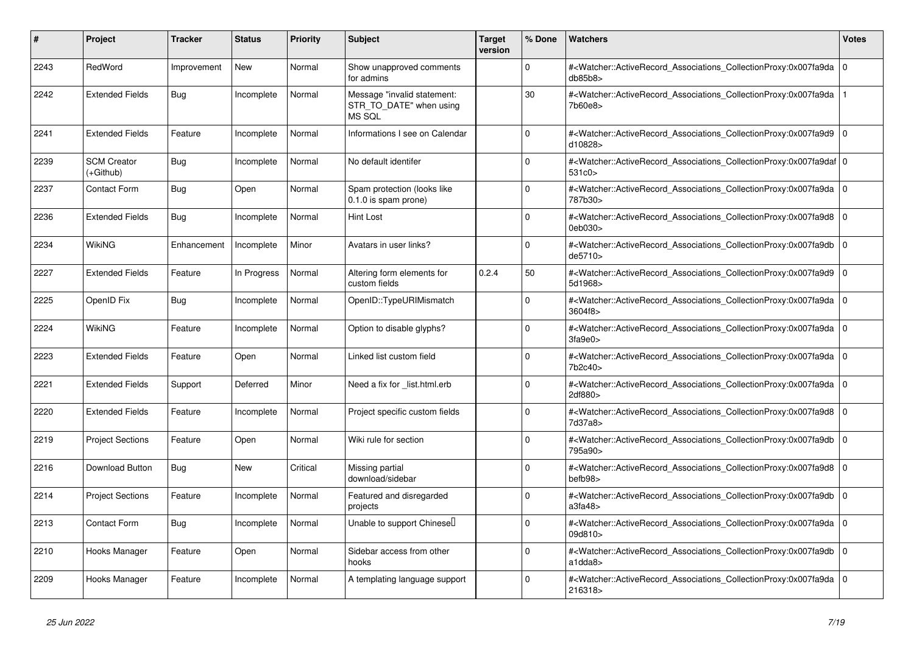| # | Project | Tracker | Status | Priority | Subject | Target version | % Done | Watchers | Votes |
|---|---|---|---|---|---|---|---|---|---|
| 2243 | RedWord | Improvement | New | Normal | Show unapproved comments for admins | | 0 | #<Watcher::ActiveRecord_Associations_CollectionProxy:0x007fa9dadb85b8> | 0 |
| 2242 | Extended Fields | Bug | Incomplete | Normal | Message "invalid statement: STR_TO_DATE" when using MS SQL | | 30 | #<Watcher::ActiveRecord_Associations_CollectionProxy:0x007fa9da7b60e8> | 1 |
| 2241 | Extended Fields | Feature | Incomplete | Normal | Informations I see on Calendar | | 0 | #<Watcher::ActiveRecord_Associations_CollectionProxy:0x007fa9d9d10828> | 0 |
| 2239 | SCM Creator (+Github) | Bug | Incomplete | Normal | No default identifer | | 0 | #<Watcher::ActiveRecord_Associations_CollectionProxy:0x007fa9daf531c0> | 0 |
| 2237 | Contact Form | Bug | Open | Normal | Spam protection (looks like 0.1.0 is spam prone) | | 0 | #<Watcher::ActiveRecord_Associations_CollectionProxy:0x007fa9da787b30> | 0 |
| 2236 | Extended Fields | Bug | Incomplete | Normal | Hint Lost | | 0 | #<Watcher::ActiveRecord_Associations_CollectionProxy:0x007fa9d80eb030> | 0 |
| 2234 | WikiNG | Enhancement | Incomplete | Minor | Avatars in user links? | | 0 | #<Watcher::ActiveRecord_Associations_CollectionProxy:0x007fa9dbde5710> | 0 |
| 2227 | Extended Fields | Feature | In Progress | Normal | Altering form elements for custom fields | 0.2.4 | 50 | #<Watcher::ActiveRecord_Associations_CollectionProxy:0x007fa9d95d1968> | 0 |
| 2225 | OpenID Fix | Bug | Incomplete | Normal | OpenID::TypeURIMismatch | | 0 | #<Watcher::ActiveRecord_Associations_CollectionProxy:0x007fa9da3604f8> | 0 |
| 2224 | WikiNG | Feature | Incomplete | Normal | Option to disable glyphs? | | 0 | #<Watcher::ActiveRecord_Associations_CollectionProxy:0x007fa9da3fa9e0> | 0 |
| 2223 | Extended Fields | Feature | Open | Normal | Linked list custom field | | 0 | #<Watcher::ActiveRecord_Associations_CollectionProxy:0x007fa9da7b2c40> | 0 |
| 2221 | Extended Fields | Support | Deferred | Minor | Need a fix for _list.html.erb | | 0 | #<Watcher::ActiveRecord_Associations_CollectionProxy:0x007fa9da2df880> | 0 |
| 2220 | Extended Fields | Feature | Incomplete | Normal | Project specific custom fields | | 0 | #<Watcher::ActiveRecord_Associations_CollectionProxy:0x007fa9d87d37a8> | 0 |
| 2219 | Project Sections | Feature | Open | Normal | Wiki rule for section | | 0 | #<Watcher::ActiveRecord_Associations_CollectionProxy:0x007fa9db795a90> | 0 |
| 2216 | Download Button | Bug | New | Critical | Missing partial download/sidebar | | 0 | #<Watcher::ActiveRecord_Associations_CollectionProxy:0x007fa9d8befb98> | 0 |
| 2214 | Project Sections | Feature | Incomplete | Normal | Featured and disregarded projects | | 0 | #<Watcher::ActiveRecord_Associations_CollectionProxy:0x007fa9dba3fa48> | 0 |
| 2213 | Contact Form | Bug | Incomplete | Normal | Unable to support Chinese | | 0 | #<Watcher::ActiveRecord_Associations_CollectionProxy:0x007fa9da09d810> | 0 |
| 2210 | Hooks Manager | Feature | Open | Normal | Sidebar access from other hooks | | 0 | #<Watcher::ActiveRecord_Associations_CollectionProxy:0x007fa9dba1dda8> | 0 |
| 2209 | Hooks Manager | Feature | Incomplete | Normal | A templating language support | | 0 | #<Watcher::ActiveRecord_Associations_CollectionProxy:0x007fa9da216318> | 0 |

*25 Jun 2022*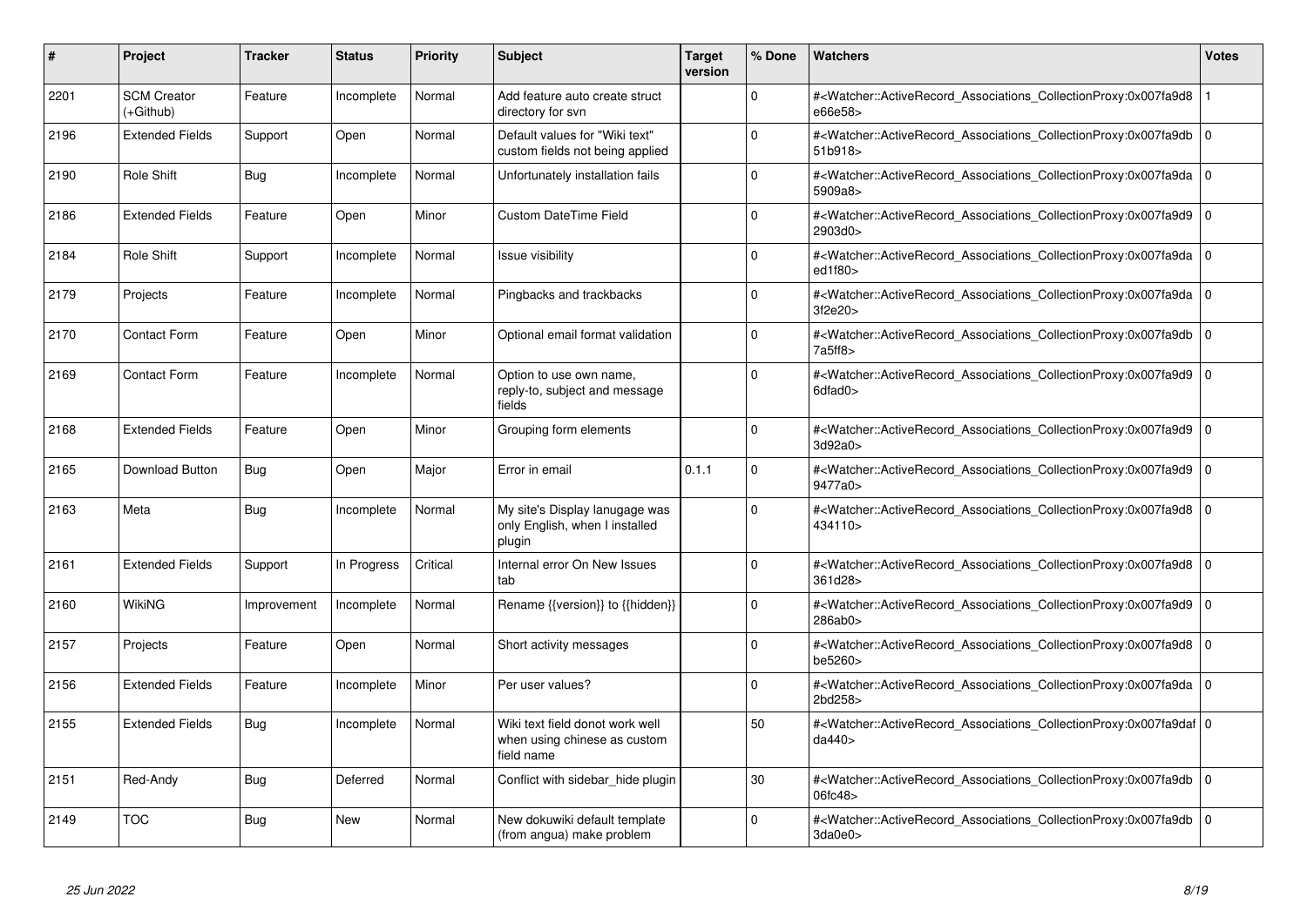| # | Project | Tracker | Status | Priority | Subject | Target version | % Done | Watchers | Votes |
|---|---|---|---|---|---|---|---|---|---|
| 2201 | SCM Creator (+Github) | Feature | Incomplete | Normal | Add feature auto create struct directory for svn | | 0 | #<Watcher::ActiveRecord_Associations_CollectionProxy:0x007fa9d8e66e58> | 1 |
| 2196 | Extended Fields | Support | Open | Normal | Default values for "Wiki text" custom fields not being applied | | 0 | #<Watcher::ActiveRecord_Associations_CollectionProxy:0x007fa9db51b918> | 0 |
| 2190 | Role Shift | Bug | Incomplete | Normal | Unfortunately installation fails | | 0 | #<Watcher::ActiveRecord_Associations_CollectionProxy:0x007fa9da5909a8> | 0 |
| 2186 | Extended Fields | Feature | Open | Minor | Custom DateTime Field | | 0 | #<Watcher::ActiveRecord_Associations_CollectionProxy:0x007fa9d92903d0> | 0 |
| 2184 | Role Shift | Support | Incomplete | Normal | Issue visibility | | 0 | #<Watcher::ActiveRecord_Associations_CollectionProxy:0x007fa9daed1f80> | 0 |
| 2179 | Projects | Feature | Incomplete | Normal | Pingbacks and trackbacks | | 0 | #<Watcher::ActiveRecord_Associations_CollectionProxy:0x007fa9da3f2e20> | 0 |
| 2170 | Contact Form | Feature | Open | Minor | Optional email format validation | | 0 | #<Watcher::ActiveRecord_Associations_CollectionProxy:0x007fa9db7a5ff8> | 0 |
| 2169 | Contact Form | Feature | Incomplete | Normal | Option to use own name, reply-to, subject and message fields | | 0 | #<Watcher::ActiveRecord_Associations_CollectionProxy:0x007fa9d96dfad0> | 0 |
| 2168 | Extended Fields | Feature | Open | Minor | Grouping form elements | | 0 | #<Watcher::ActiveRecord_Associations_CollectionProxy:0x007fa9d93d92a0> | 0 |
| 2165 | Download Button | Bug | Open | Major | Error in email | 0.1.1 | 0 | #<Watcher::ActiveRecord_Associations_CollectionProxy:0x007fa9d99477a0> | 0 |
| 2163 | Meta | Bug | Incomplete | Normal | My site's Display lanugage was only English, when I installed plugin | | 0 | #<Watcher::ActiveRecord_Associations_CollectionProxy:0x007fa9d8434110> | 0 |
| 2161 | Extended Fields | Support | In Progress | Critical | Internal error On New Issues tab | | 0 | #<Watcher::ActiveRecord_Associations_CollectionProxy:0x007fa9d8361d28> | 0 |
| 2160 | WikiNG | Improvement | Incomplete | Normal | Rename {{version}} to {{hidden}} | | 0 | #<Watcher::ActiveRecord_Associations_CollectionProxy:0x007fa9d9286ab0> | 0 |
| 2157 | Projects | Feature | Open | Normal | Short activity messages | | 0 | #<Watcher::ActiveRecord_Associations_CollectionProxy:0x007fa9d8be5260> | 0 |
| 2156 | Extended Fields | Feature | Incomplete | Minor | Per user values? | | 0 | #<Watcher::ActiveRecord_Associations_CollectionProxy:0x007fa9da2bd258> | 0 |
| 2155 | Extended Fields | Bug | Incomplete | Normal | Wiki text field donot work well when using chinese as custom field name | | 50 | #<Watcher::ActiveRecord_Associations_CollectionProxy:0x007fa9dafda440> | 0 |
| 2151 | Red-Andy | Bug | Deferred | Normal | Conflict with sidebar_hide plugin | | 30 | #<Watcher::ActiveRecord_Associations_CollectionProxy:0x007fa9db06fc48> | 0 |
| 2149 | TOC | Bug | New | Normal | New dokuwiki default template (from angua) make problem | | 0 | #<Watcher::ActiveRecord_Associations_CollectionProxy:0x007fa9db3da0e0> | 0 |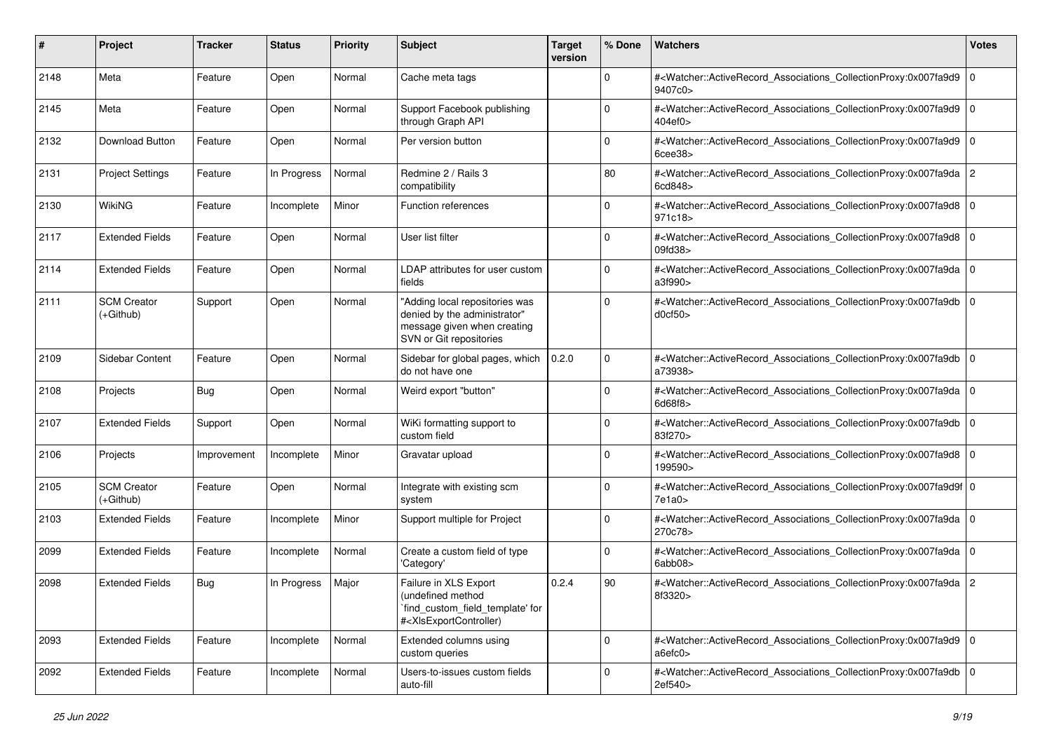| # | Project | Tracker | Status | Priority | Subject | Target version | % Done | Watchers | Votes |
|---|---|---|---|---|---|---|---|---|---|
| 2148 | Meta | Feature | Open | Normal | Cache meta tags | | 0 | #<Watcher::ActiveRecord_Associations_CollectionProxy:0x007fa9d99407c0> | 0 |
| 2145 | Meta | Feature | Open | Normal | Support Facebook publishing through Graph API | | 0 | #<Watcher::ActiveRecord_Associations_CollectionProxy:0x007fa9d9404ef0> | 0 |
| 2132 | Download Button | Feature | Open | Normal | Per version button | | 0 | #<Watcher::ActiveRecord_Associations_CollectionProxy:0x007fa9d96cee38> | 0 |
| 2131 | Project Settings | Feature | In Progress | Normal | Redmine 2 / Rails 3 compatibility | | 80 | #<Watcher::ActiveRecord_Associations_CollectionProxy:0x007fa9da6cd848> | 2 |
| 2130 | WikiNG | Feature | Incomplete | Minor | Function references | | 0 | #<Watcher::ActiveRecord_Associations_CollectionProxy:0x007fa9d8971c18> | 0 |
| 2117 | Extended Fields | Feature | Open | Normal | User list filter | | 0 | #<Watcher::ActiveRecord_Associations_CollectionProxy:0x007fa9d809fd38> | 0 |
| 2114 | Extended Fields | Feature | Open | Normal | LDAP attributes for user custom fields | | 0 | #<Watcher::ActiveRecord_Associations_CollectionProxy:0x007fa9daa3f990> | 0 |
| 2111 | SCM Creator (+Github) | Support | Open | Normal | "Adding local repositories was denied by the administrator" message given when creating SVN or Git repositories | | 0 | #<Watcher::ActiveRecord_Associations_CollectionProxy:0x007fa9dbd0cf50> | 0 |
| 2109 | Sidebar Content | Feature | Open | Normal | Sidebar for global pages, which do not have one | 0.2.0 | 0 | #<Watcher::ActiveRecord_Associations_CollectionProxy:0x007fa9dba73938> | 0 |
| 2108 | Projects | Bug | Open | Normal | Weird export "button" | | 0 | #<Watcher::ActiveRecord_Associations_CollectionProxy:0x007fa9da6d68f8> | 0 |
| 2107 | Extended Fields | Support | Open | Normal | WiKi formatting support to custom field | | 0 | #<Watcher::ActiveRecord_Associations_CollectionProxy:0x007fa9db83f270> | 0 |
| 2106 | Projects | Improvement | Incomplete | Minor | Gravatar upload | | 0 | #<Watcher::ActiveRecord_Associations_CollectionProxy:0x007fa9d8199590> | 0 |
| 2105 | SCM Creator (+Github) | Feature | Open | Normal | Integrate with existing scm system | | 0 | #<Watcher::ActiveRecord_Associations_CollectionProxy:0x007fa9d9f7e1a0> | 0 |
| 2103 | Extended Fields | Feature | Incomplete | Minor | Support multiple for Project | | 0 | #<Watcher::ActiveRecord_Associations_CollectionProxy:0x007fa9da270c78> | 0 |
| 2099 | Extended Fields | Feature | Incomplete | Normal | Create a custom field of type 'Category' | | 0 | #<Watcher::ActiveRecord_Associations_CollectionProxy:0x007fa9da6abb08> | 0 |
| 2098 | Extended Fields | Bug | In Progress | Major | Failure in XLS Export (undefined method `find_custom_field_template' for #<XlsExportController) | 0.2.4 | 90 | #<Watcher::ActiveRecord_Associations_CollectionProxy:0x007fa9da8f3320> | 2 |
| 2093 | Extended Fields | Feature | Incomplete | Normal | Extended columns using custom queries | | 0 | #<Watcher::ActiveRecord_Associations_CollectionProxy:0x007fa9d9a6efc0> | 0 |
| 2092 | Extended Fields | Feature | Incomplete | Normal | Users-to-issues custom fields auto-fill | | 0 | #<Watcher::ActiveRecord_Associations_CollectionProxy:0x007fa9db2ef540> | 0 |

*25 Jun 2022*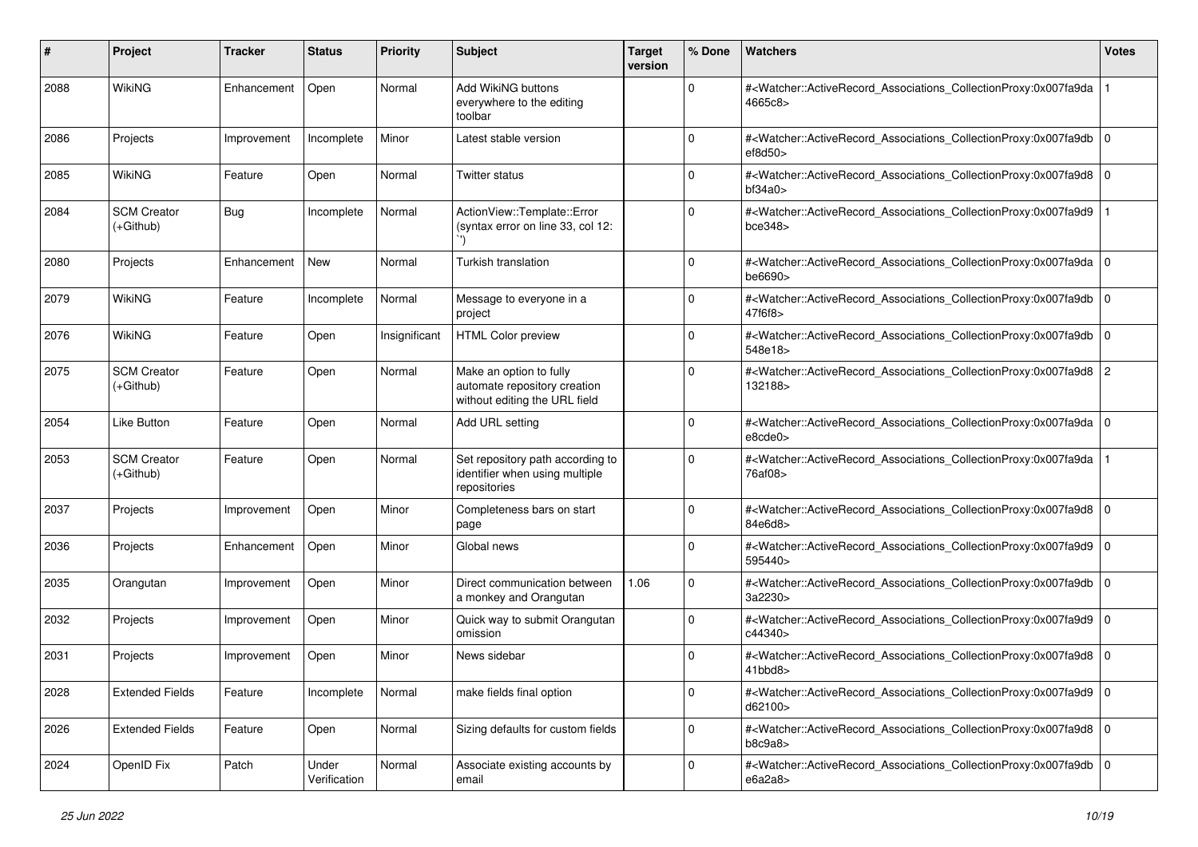| # | Project | Tracker | Status | Priority | Subject | Target version | % Done | Watchers | Votes |
|---|---|---|---|---|---|---|---|---|---|
| 2088 | WikiNG | Enhancement | Open | Normal | Add WikiNG buttons everywhere to the editing toolbar | | 0 | #<Watcher::ActiveRecord_Associations_CollectionProxy:0x007fa9da4665c8> | 1 |
| 2086 | Projects | Improvement | Incomplete | Minor | Latest stable version | | 0 | #<Watcher::ActiveRecord_Associations_CollectionProxy:0x007fa9dbef8d50> | 0 |
| 2085 | WikiNG | Feature | Open | Normal | Twitter status | | 0 | #<Watcher::ActiveRecord_Associations_CollectionProxy:0x007fa9d8bf34a0> | 0 |
| 2084 | SCM Creator (+Github) | Bug | Incomplete | Normal | ActionView::Template::Error (syntax error on line 33, col 12: ``) | | 0 | #<Watcher::ActiveRecord_Associations_CollectionProxy:0x007fa9d9bce348> | 1 |
| 2080 | Projects | Enhancement | New | Normal | Turkish translation | | 0 | #<Watcher::ActiveRecord_Associations_CollectionProxy:0x007fa9dabe6690> | 0 |
| 2079 | WikiNG | Feature | Incomplete | Normal | Message to everyone in a project | | 0 | #<Watcher::ActiveRecord_Associations_CollectionProxy:0x007fa9db47f6f8> | 0 |
| 2076 | WikiNG | Feature | Open | Insignificant | HTML Color preview | | 0 | #<Watcher::ActiveRecord_Associations_CollectionProxy:0x007fa9db548e18> | 0 |
| 2075 | SCM Creator (+Github) | Feature | Open | Normal | Make an option to fully automate repository creation without editing the URL field | | 0 | #<Watcher::ActiveRecord_Associations_CollectionProxy:0x007fa9d8132188> | 2 |
| 2054 | Like Button | Feature | Open | Normal | Add URL setting | | 0 | #<Watcher::ActiveRecord_Associations_CollectionProxy:0x007fa9dae8cde0> | 0 |
| 2053 | SCM Creator (+Github) | Feature | Open | Normal | Set repository path according to identifier when using multiple repositories | | 0 | #<Watcher::ActiveRecord_Associations_CollectionProxy:0x007fa9da76af08> | 1 |
| 2037 | Projects | Improvement | Open | Minor | Completeness bars on start page | | 0 | #<Watcher::ActiveRecord_Associations_CollectionProxy:0x007fa9d884e6d8> | 0 |
| 2036 | Projects | Enhancement | Open | Minor | Global news | | 0 | #<Watcher::ActiveRecord_Associations_CollectionProxy:0x007fa9d9595440> | 0 |
| 2035 | Orangutan | Improvement | Open | Minor | Direct communication between a monkey and Orangutan | 1.06 | 0 | #<Watcher::ActiveRecord_Associations_CollectionProxy:0x007fa9db3a2230> | 0 |
| 2032 | Projects | Improvement | Open | Minor | Quick way to submit Orangutan omission | | 0 | #<Watcher::ActiveRecord_Associations_CollectionProxy:0x007fa9d9c44340> | 0 |
| 2031 | Projects | Improvement | Open | Minor | News sidebar | | 0 | #<Watcher::ActiveRecord_Associations_CollectionProxy:0x007fa9d841bbd8> | 0 |
| 2028 | Extended Fields | Feature | Incomplete | Normal | make fields final option | | 0 | #<Watcher::ActiveRecord_Associations_CollectionProxy:0x007fa9d9d62100> | 0 |
| 2026 | Extended Fields | Feature | Open | Normal | Sizing defaults for custom fields | | 0 | #<Watcher::ActiveRecord_Associations_CollectionProxy:0x007fa9d8b8c9a8> | 0 |
| 2024 | OpenID Fix | Patch | Under Verification | Normal | Associate existing accounts by email | | 0 | #<Watcher::ActiveRecord_Associations_CollectionProxy:0x007fa9dbe6a2a8> | 0 |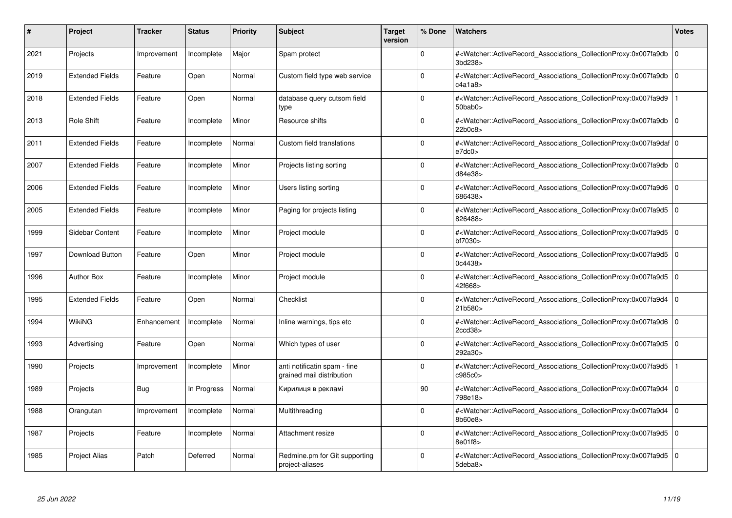| # | Project | Tracker | Status | Priority | Subject | Target version | % Done | Watchers | Votes |
|---|---|---|---|---|---|---|---|---|---|
| 2021 | Projects | Improvement | Incomplete | Major | Spam protect | | 0 | #<Watcher::ActiveRecord_Associations_CollectionProxy:0x007fa9db3bd238> | 0 |
| 2019 | Extended Fields | Feature | Open | Normal | Custom field type web service | | 0 | #<Watcher::ActiveRecord_Associations_CollectionProxy:0x007fa9dbc4a1a8> | 0 |
| 2018 | Extended Fields | Feature | Open | Normal | database query cutsom field type | | 0 | #<Watcher::ActiveRecord_Associations_CollectionProxy:0x007fa9d950bab0> | 1 |
| 2013 | Role Shift | Feature | Incomplete | Minor | Resource shifts | | 0 | #<Watcher::ActiveRecord_Associations_CollectionProxy:0x007fa9db22b0c8> | 0 |
| 2011 | Extended Fields | Feature | Incomplete | Normal | Custom field translations | | 0 | #<Watcher::ActiveRecord_Associations_CollectionProxy:0x007fa9dafe7dc0> | 0 |
| 2007 | Extended Fields | Feature | Incomplete | Minor | Projects listing sorting | | 0 | #<Watcher::ActiveRecord_Associations_CollectionProxy:0x007fa9dbd84e38> | 0 |
| 2006 | Extended Fields | Feature | Incomplete | Minor | Users listing sorting | | 0 | #<Watcher::ActiveRecord_Associations_CollectionProxy:0x007fa9d6686438> | 0 |
| 2005 | Extended Fields | Feature | Incomplete | Minor | Paging for projects listing | | 0 | #<Watcher::ActiveRecord_Associations_CollectionProxy:0x007fa9d5826488> | 0 |
| 1999 | Sidebar Content | Feature | Incomplete | Minor | Project module | | 0 | #<Watcher::ActiveRecord_Associations_CollectionProxy:0x007fa9d5bf7030> | 0 |
| 1997 | Download Button | Feature | Open | Minor | Project module | | 0 | #<Watcher::ActiveRecord_Associations_CollectionProxy:0x007fa9d50c4438> | 0 |
| 1996 | Author Box | Feature | Incomplete | Minor | Project module | | 0 | #<Watcher::ActiveRecord_Associations_CollectionProxy:0x007fa9d542f668> | 0 |
| 1995 | Extended Fields | Feature | Open | Normal | Checklist | | 0 | #<Watcher::ActiveRecord_Associations_CollectionProxy:0x007fa9d421b580> | 0 |
| 1994 | WikiNG | Enhancement | Incomplete | Normal | Inline warnings, tips etc | | 0 | #<Watcher::ActiveRecord_Associations_CollectionProxy:0x007fa9d62ccd38> | 0 |
| 1993 | Advertising | Feature | Open | Normal | Which types of user | | 0 | #<Watcher::ActiveRecord_Associations_CollectionProxy:0x007fa9d5292a30> | 0 |
| 1990 | Projects | Improvement | Incomplete | Minor | anti notificatin spam - fine grained mail distribution | | 0 | #<Watcher::ActiveRecord_Associations_CollectionProxy:0x007fa9d5c985c0> | 1 |
| 1989 | Projects | Bug | In Progress | Normal | Кирилиця в рекламі | | 90 | #<Watcher::ActiveRecord_Associations_CollectionProxy:0x007fa9d4798e18> | 0 |
| 1988 | Orangutan | Improvement | Incomplete | Normal | Multithreading | | 0 | #<Watcher::ActiveRecord_Associations_CollectionProxy:0x007fa9d48b60e8> | 0 |
| 1987 | Projects | Feature | Incomplete | Normal | Attachment resize | | 0 | #<Watcher::ActiveRecord_Associations_CollectionProxy:0x007fa9d58e01f8> | 0 |
| 1985 | Project Alias | Patch | Deferred | Normal | Redmine.pm for Git supporting project-aliases | | 0 | #<Watcher::ActiveRecord_Associations_CollectionProxy:0x007fa9d55deba8> | 0 |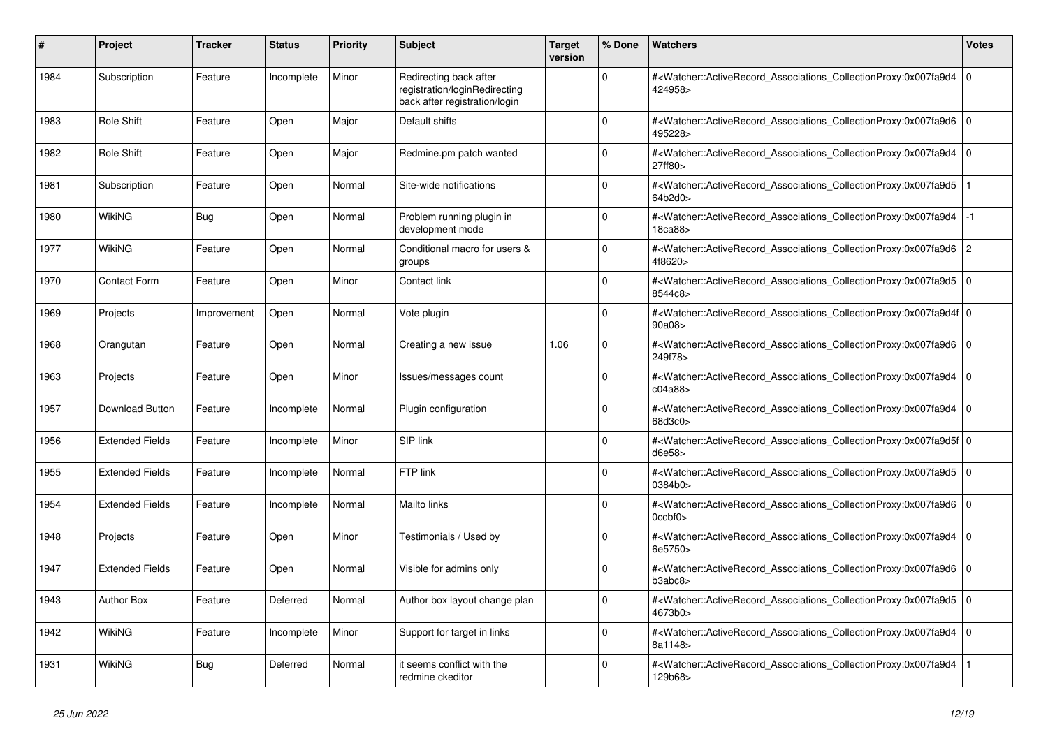| # | Project | Tracker | Status | Priority | Subject | Target version | % Done | Watchers | Votes |
|---|---|---|---|---|---|---|---|---|---|
| 1984 | Subscription | Feature | Incomplete | Minor | Redirecting back after registration/loginRedirecting back after registration/login | | 0 | #<Watcher::ActiveRecord_Associations_CollectionProxy:0x007fa9d4424958> | 0 |
| 1983 | Role Shift | Feature | Open | Major | Default shifts | | 0 | #<Watcher::ActiveRecord_Associations_CollectionProxy:0x007fa9d6495228> | 0 |
| 1982 | Role Shift | Feature | Open | Major | Redmine.pm patch wanted | | 0 | #<Watcher::ActiveRecord_Associations_CollectionProxy:0x007fa9d427ff80> | 0 |
| 1981 | Subscription | Feature | Open | Normal | Site-wide notifications | | 0 | #<Watcher::ActiveRecord_Associations_CollectionProxy:0x007fa9d564b2d0> | 1 |
| 1980 | WikiNG | Bug | Open | Normal | Problem running plugin in development mode | | 0 | #<Watcher::ActiveRecord_Associations_CollectionProxy:0x007fa9d418ca88> | -1 |
| 1977 | WikiNG | Feature | Open | Normal | Conditional macro for users & groups | | 0 | #<Watcher::ActiveRecord_Associations_CollectionProxy:0x007fa9d64f8620> | 2 |
| 1970 | Contact Form | Feature | Open | Minor | Contact link | | 0 | #<Watcher::ActiveRecord_Associations_CollectionProxy:0x007fa9d58544c8> | 0 |
| 1969 | Projects | Improvement | Open | Normal | Vote plugin | | 0 | #<Watcher::ActiveRecord_Associations_CollectionProxy:0x007fa9d4f90a08> | 0 |
| 1968 | Orangutan | Feature | Open | Normal | Creating a new issue | 1.06 | 0 | #<Watcher::ActiveRecord_Associations_CollectionProxy:0x007fa9d6249f78> | 0 |
| 1963 | Projects | Feature | Open | Minor | Issues/messages count | | 0 | #<Watcher::ActiveRecord_Associations_CollectionProxy:0x007fa9d4c04a88> | 0 |
| 1957 | Download Button | Feature | Incomplete | Normal | Plugin configuration | | 0 | #<Watcher::ActiveRecord_Associations_CollectionProxy:0x007fa9d468d3c0> | 0 |
| 1956 | Extended Fields | Feature | Incomplete | Minor | SIP link | | 0 | #<Watcher::ActiveRecord_Associations_CollectionProxy:0x007fa9d5fd6e58> | 0 |
| 1955 | Extended Fields | Feature | Incomplete | Normal | FTP link | | 0 | #<Watcher::ActiveRecord_Associations_CollectionProxy:0x007fa9d50384b0> | 0 |
| 1954 | Extended Fields | Feature | Incomplete | Normal | Mailto links | | 0 | #<Watcher::ActiveRecord_Associations_CollectionProxy:0x007fa9d60ccbf0> | 0 |
| 1948 | Projects | Feature | Open | Minor | Testimonials / Used by | | 0 | #<Watcher::ActiveRecord_Associations_CollectionProxy:0x007fa9d46e5750> | 0 |
| 1947 | Extended Fields | Feature | Open | Normal | Visible for admins only | | 0 | #<Watcher::ActiveRecord_Associations_CollectionProxy:0x007fa9d6b3abc8> | 0 |
| 1943 | Author Box | Feature | Deferred | Normal | Author box layout change plan | | 0 | #<Watcher::ActiveRecord_Associations_CollectionProxy:0x007fa9d54673b0> | 0 |
| 1942 | WikiNG | Feature | Incomplete | Minor | Support for target in links | | 0 | #<Watcher::ActiveRecord_Associations_CollectionProxy:0x007fa9d48a1148> | 0 |
| 1931 | WikiNG | Bug | Deferred | Normal | it seems conflict with the redmine ckeditor | | 0 | #<Watcher::ActiveRecord_Associations_CollectionProxy:0x007fa9d4129b68> | 1 |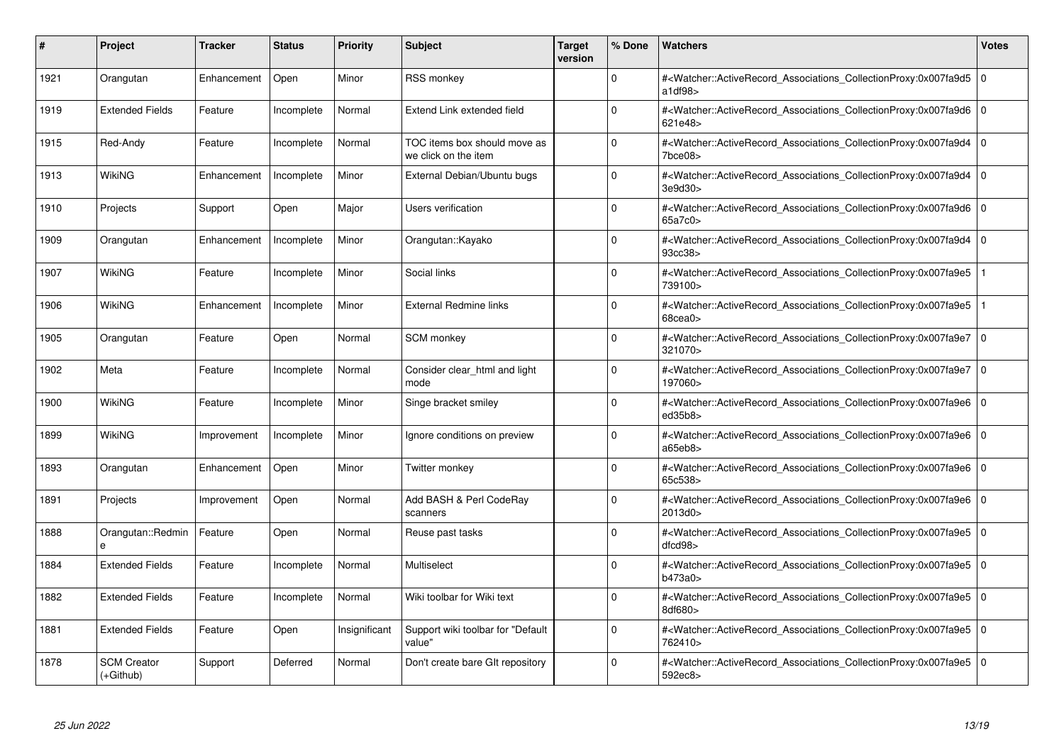| # | Project | Tracker | Status | Priority | Subject | Target version | % Done | Watchers | Votes |
|---|---|---|---|---|---|---|---|---|---|
| 1921 | Orangutan | Enhancement | Open | Minor | RSS monkey | | 0 | #<Watcher::ActiveRecord_Associations_CollectionProxy:0x007fa9d5a1df98> | 0 |
| 1919 | Extended Fields | Feature | Incomplete | Normal | Extend Link extended field | | 0 | #<Watcher::ActiveRecord_Associations_CollectionProxy:0x007fa9d6621e48> | 0 |
| 1915 | Red-Andy | Feature | Incomplete | Normal | TOC items box should move as we click on the item | | 0 | #<Watcher::ActiveRecord_Associations_CollectionProxy:0x007fa9d47bce08> | 0 |
| 1913 | WikiNG | Enhancement | Incomplete | Minor | External Debian/Ubuntu bugs | | 0 | #<Watcher::ActiveRecord_Associations_CollectionProxy:0x007fa9d43e9d30> | 0 |
| 1910 | Projects | Support | Open | Major | Users verification | | 0 | #<Watcher::ActiveRecord_Associations_CollectionProxy:0x007fa9d665a7c0> | 0 |
| 1909 | Orangutan | Enhancement | Incomplete | Minor | Orangutan::Kayako | | 0 | #<Watcher::ActiveRecord_Associations_CollectionProxy:0x007fa9d493cc38> | 0 |
| 1907 | WikiNG | Feature | Incomplete | Minor | Social links | | 0 | #<Watcher::ActiveRecord_Associations_CollectionProxy:0x007fa9e5739100> | 1 |
| 1906 | WikiNG | Enhancement | Incomplete | Minor | External Redmine links | | 0 | #<Watcher::ActiveRecord_Associations_CollectionProxy:0x007fa9e568cea0> | 1 |
| 1905 | Orangutan | Feature | Open | Normal | SCM monkey | | 0 | #<Watcher::ActiveRecord_Associations_CollectionProxy:0x007fa9e7321070> | 0 |
| 1902 | Meta | Feature | Incomplete | Normal | Consider clear_html and light mode | | 0 | #<Watcher::ActiveRecord_Associations_CollectionProxy:0x007fa9e7197060> | 0 |
| 1900 | WikiNG | Feature | Incomplete | Minor | Singe bracket smiley | | 0 | #<Watcher::ActiveRecord_Associations_CollectionProxy:0x007fa9e6ed35b8> | 0 |
| 1899 | WikiNG | Improvement | Incomplete | Minor | Ignore conditions on preview | | 0 | #<Watcher::ActiveRecord_Associations_CollectionProxy:0x007fa9e6a65eb8> | 0 |
| 1893 | Orangutan | Enhancement | Open | Minor | Twitter monkey | | 0 | #<Watcher::ActiveRecord_Associations_CollectionProxy:0x007fa9e665c538> | 0 |
| 1891 | Projects | Improvement | Open | Normal | Add BASH & Perl CodeRay scanners | | 0 | #<Watcher::ActiveRecord_Associations_CollectionProxy:0x007fa9e62013d0> | 0 |
| 1888 | Orangutan::Redmine | Feature | Open | Normal | Reuse past tasks | | 0 | #<Watcher::ActiveRecord_Associations_CollectionProxy:0x007fa9e5dfcd98> | 0 |
| 1884 | Extended Fields | Feature | Incomplete | Normal | Multiselect | | 0 | #<Watcher::ActiveRecord_Associations_CollectionProxy:0x007fa9e5b473a0> | 0 |
| 1882 | Extended Fields | Feature | Incomplete | Normal | Wiki toolbar for Wiki text | | 0 | #<Watcher::ActiveRecord_Associations_CollectionProxy:0x007fa9e58df680> | 0 |
| 1881 | Extended Fields | Feature | Open | Insignificant | Support wiki toolbar for "Default value" | | 0 | #<Watcher::ActiveRecord_Associations_CollectionProxy:0x007fa9e5762410> | 0 |
| 1878 | SCM Creator (+Github) | Support | Deferred | Normal | Don't create bare GIt repository | | 0 | #<Watcher::ActiveRecord_Associations_CollectionProxy:0x007fa9e5592ec8> | 0 |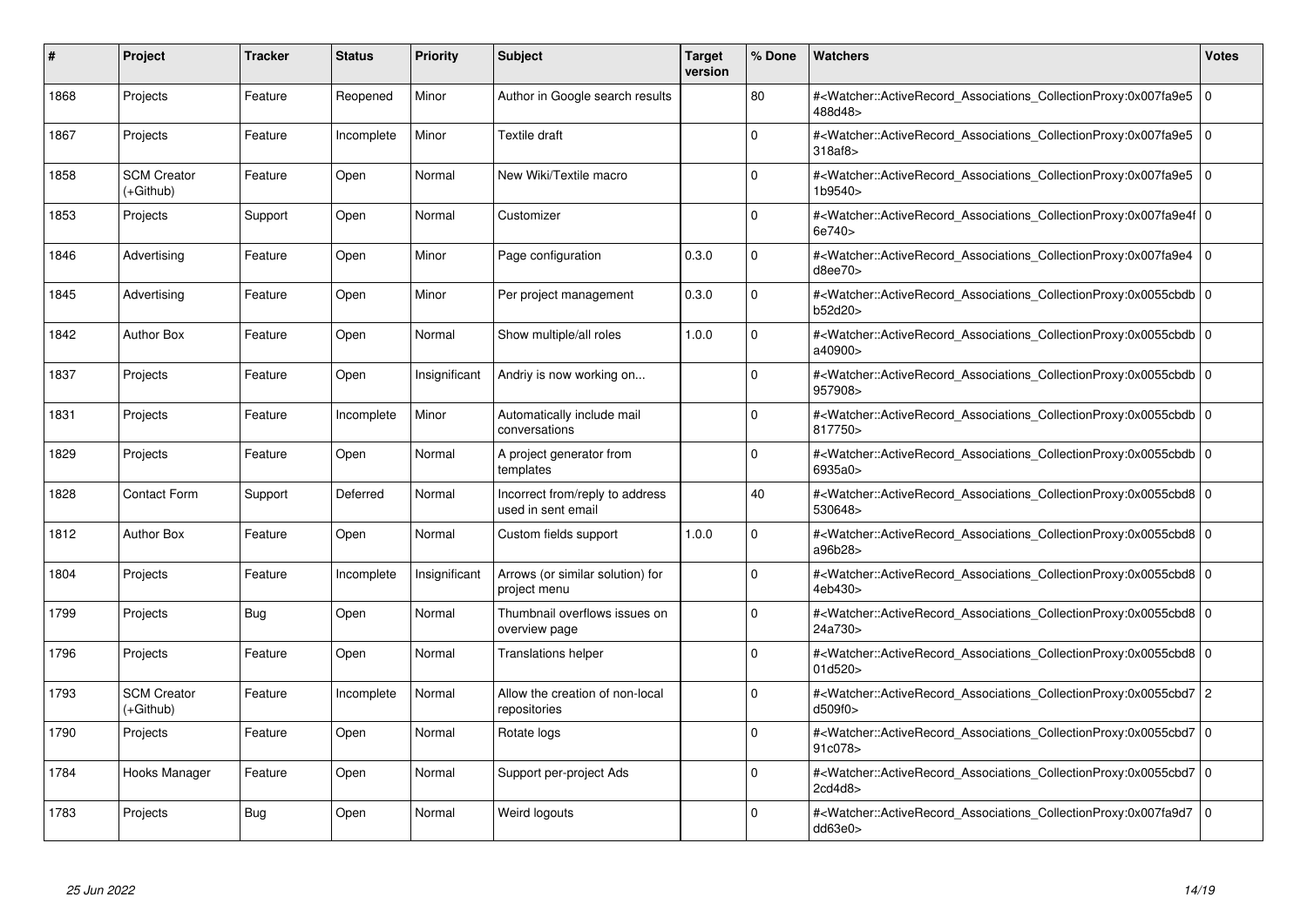| # | Project | Tracker | Status | Priority | Subject | Target version | % Done | Watchers | Votes |
|---|---|---|---|---|---|---|---|---|---|
| 1868 | Projects | Feature | Reopened | Minor | Author in Google search results | | 80 | #<Watcher::ActiveRecord_Associations_CollectionProxy:0x007fa9e5488d48> | 0 |
| 1867 | Projects | Feature | Incomplete | Minor | Textile draft | | 0 | #<Watcher::ActiveRecord_Associations_CollectionProxy:0x007fa9e5318af8> | 0 |
| 1858 | SCM Creator (+Github) | Feature | Open | Normal | New Wiki/Textile macro | | 0 | #<Watcher::ActiveRecord_Associations_CollectionProxy:0x007fa9e51b9540> | 0 |
| 1853 | Projects | Support | Open | Normal | Customizer | | 0 | #<Watcher::ActiveRecord_Associations_CollectionProxy:0x007fa9e4f6e740> | 0 |
| 1846 | Advertising | Feature | Open | Minor | Page configuration | 0.3.0 | 0 | #<Watcher::ActiveRecord_Associations_CollectionProxy:0x007fa9e4d8ee70> | 0 |
| 1845 | Advertising | Feature | Open | Minor | Per project management | 0.3.0 | 0 | #<Watcher::ActiveRecord_Associations_CollectionProxy:0x0055cbdbb52d20> | 0 |
| 1842 | Author Box | Feature | Open | Normal | Show multiple/all roles | 1.0.0 | 0 | #<Watcher::ActiveRecord_Associations_CollectionProxy:0x0055cbdba40900> | 0 |
| 1837 | Projects | Feature | Open | Insignificant | Andriy is now working on... | | 0 | #<Watcher::ActiveRecord_Associations_CollectionProxy:0x0055cbdb957908> | 0 |
| 1831 | Projects | Feature | Incomplete | Minor | Automatically include mail conversations | | 0 | #<Watcher::ActiveRecord_Associations_CollectionProxy:0x0055cbdb817750> | 0 |
| 1829 | Projects | Feature | Open | Normal | A project generator from templates | | 0 | #<Watcher::ActiveRecord_Associations_CollectionProxy:0x0055cbdb6935a0> | 0 |
| 1828 | Contact Form | Support | Deferred | Normal | Incorrect from/reply to address used in sent email | | 40 | #<Watcher::ActiveRecord_Associations_CollectionProxy:0x0055cbd8530648> | 0 |
| 1812 | Author Box | Feature | Open | Normal | Custom fields support | 1.0.0 | 0 | #<Watcher::ActiveRecord_Associations_CollectionProxy:0x0055cbd8a96b28> | 0 |
| 1804 | Projects | Feature | Incomplete | Insignificant | Arrows (or similar solution) for project menu | | 0 | #<Watcher::ActiveRecord_Associations_CollectionProxy:0x0055cbd84eb430> | 0 |
| 1799 | Projects | Bug | Open | Normal | Thumbnail overflows issues on overview page | | 0 | #<Watcher::ActiveRecord_Associations_CollectionProxy:0x0055cbd824a730> | 0 |
| 1796 | Projects | Feature | Open | Normal | Translations helper | | 0 | #<Watcher::ActiveRecord_Associations_CollectionProxy:0x0055cbd801d520> | 0 |
| 1793 | SCM Creator (+Github) | Feature | Incomplete | Normal | Allow the creation of non-local repositories | | 0 | #<Watcher::ActiveRecord_Associations_CollectionProxy:0x0055cbd7d509f0> | 2 |
| 1790 | Projects | Feature | Open | Normal | Rotate logs | | 0 | #<Watcher::ActiveRecord_Associations_CollectionProxy:0x0055cbd791c078> | 0 |
| 1784 | Hooks Manager | Feature | Open | Normal | Support per-project Ads | | 0 | #<Watcher::ActiveRecord_Associations_CollectionProxy:0x0055cbd72cd4d8> | 0 |
| 1783 | Projects | Bug | Open | Normal | Weird logouts | | 0 | #<Watcher::ActiveRecord_Associations_CollectionProxy:0x007fa9d7dd63e0> | 0 |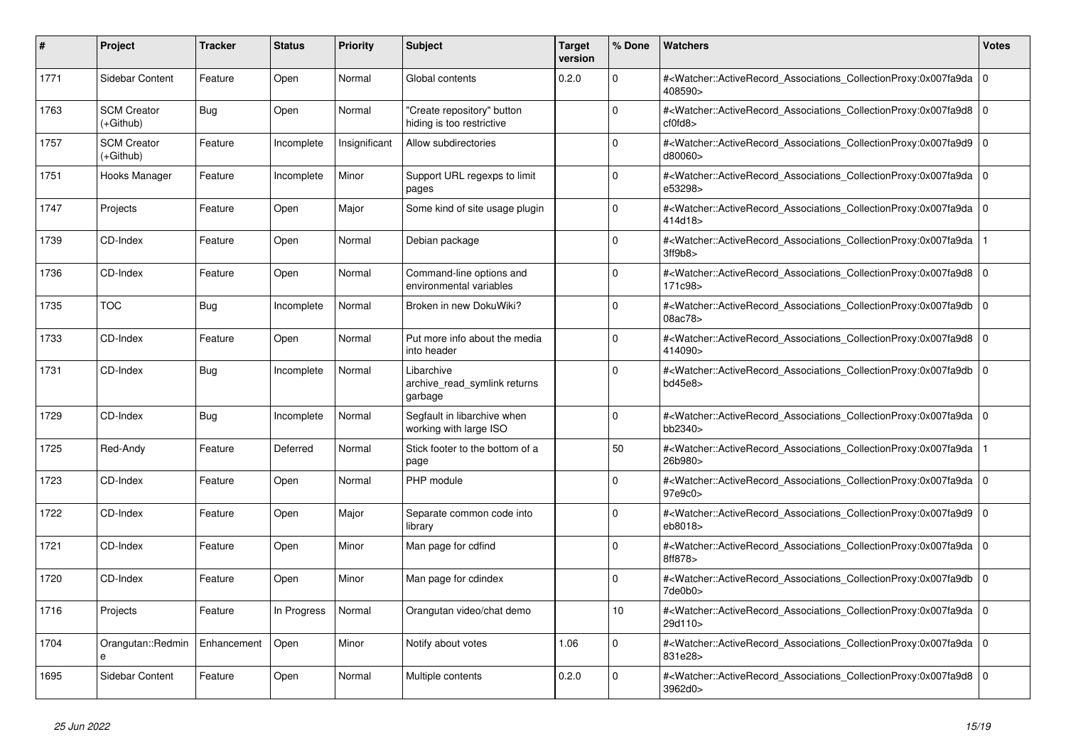| # | Project | Tracker | Status | Priority | Subject | Target version | % Done | Watchers | Votes |
|---|---|---|---|---|---|---|---|---|---|
| 1771 | Sidebar Content | Feature | Open | Normal | Global contents | 0.2.0 | 0 | #<Watcher::ActiveRecord_Associations_CollectionProxy:0x007fa9da408590> | 0 |
| 1763 | SCM Creator (+Github) | Bug | Open | Normal | "Create repository" button hiding is too restrictive | | 0 | #<Watcher::ActiveRecord_Associations_CollectionProxy:0x007fa9d8cf0fd8> | 0 |
| 1757 | SCM Creator (+Github) | Feature | Incomplete | Insignificant | Allow subdirectories | | 0 | #<Watcher::ActiveRecord_Associations_CollectionProxy:0x007fa9d9d80060> | 0 |
| 1751 | Hooks Manager | Feature | Incomplete | Minor | Support URL regexps to limit pages | | 0 | #<Watcher::ActiveRecord_Associations_CollectionProxy:0x007fa9dae53298> | 0 |
| 1747 | Projects | Feature | Open | Major | Some kind of site usage plugin | | 0 | #<Watcher::ActiveRecord_Associations_CollectionProxy:0x007fa9da414d18> | 0 |
| 1739 | CD-Index | Feature | Open | Normal | Debian package | | 0 | #<Watcher::ActiveRecord_Associations_CollectionProxy:0x007fa9da3ff9b8> | 1 |
| 1736 | CD-Index | Feature | Open | Normal | Command-line options and environmental variables | | 0 | #<Watcher::ActiveRecord_Associations_CollectionProxy:0x007fa9d8171c98> | 0 |
| 1735 | TOC | Bug | Incomplete | Normal | Broken in new DokuWiki? | | 0 | #<Watcher::ActiveRecord_Associations_CollectionProxy:0x007fa9db08ac78> | 0 |
| 1733 | CD-Index | Feature | Open | Normal | Put more info about the media into header | | 0 | #<Watcher::ActiveRecord_Associations_CollectionProxy:0x007fa9d8414090> | 0 |
| 1731 | CD-Index | Bug | Incomplete | Normal | Libarchive archive_read_symlink returns garbage | | 0 | #<Watcher::ActiveRecord_Associations_CollectionProxy:0x007fa9dbbd45e8> | 0 |
| 1729 | CD-Index | Bug | Incomplete | Normal | Segfault in libarchive when working with large ISO | | 0 | #<Watcher::ActiveRecord_Associations_CollectionProxy:0x007fa9dabb2340> | 0 |
| 1725 | Red-Andy | Feature | Deferred | Normal | Stick footer to the bottom of a page | | 50 | #<Watcher::ActiveRecord_Associations_CollectionProxy:0x007fa9da26b980> | 1 |
| 1723 | CD-Index | Feature | Open | Normal | PHP module | | 0 | #<Watcher::ActiveRecord_Associations_CollectionProxy:0x007fa9da97e9c0> | 0 |
| 1722 | CD-Index | Feature | Open | Major | Separate common code into library | | 0 | #<Watcher::ActiveRecord_Associations_CollectionProxy:0x007fa9d9eb8018> | 0 |
| 1721 | CD-Index | Feature | Open | Minor | Man page for cdfind | | 0 | #<Watcher::ActiveRecord_Associations_CollectionProxy:0x007fa9da8ff878> | 0 |
| 1720 | CD-Index | Feature | Open | Minor | Man page for cdindex | | 0 | #<Watcher::ActiveRecord_Associations_CollectionProxy:0x007fa9db7de0b0> | 0 |
| 1716 | Projects | Feature | In Progress | Normal | Orangutan video/chat demo | | 10 | #<Watcher::ActiveRecord_Associations_CollectionProxy:0x007fa9da29d110> | 0 |
| 1704 | Orangutan::Redmine | Enhancement | Open | Minor | Notify about votes | 1.06 | 0 | #<Watcher::ActiveRecord_Associations_CollectionProxy:0x007fa9da831e28> | 0 |
| 1695 | Sidebar Content | Feature | Open | Normal | Multiple contents | 0.2.0 | 0 | #<Watcher::ActiveRecord_Associations_CollectionProxy:0x007fa9d83962d0> | 0 |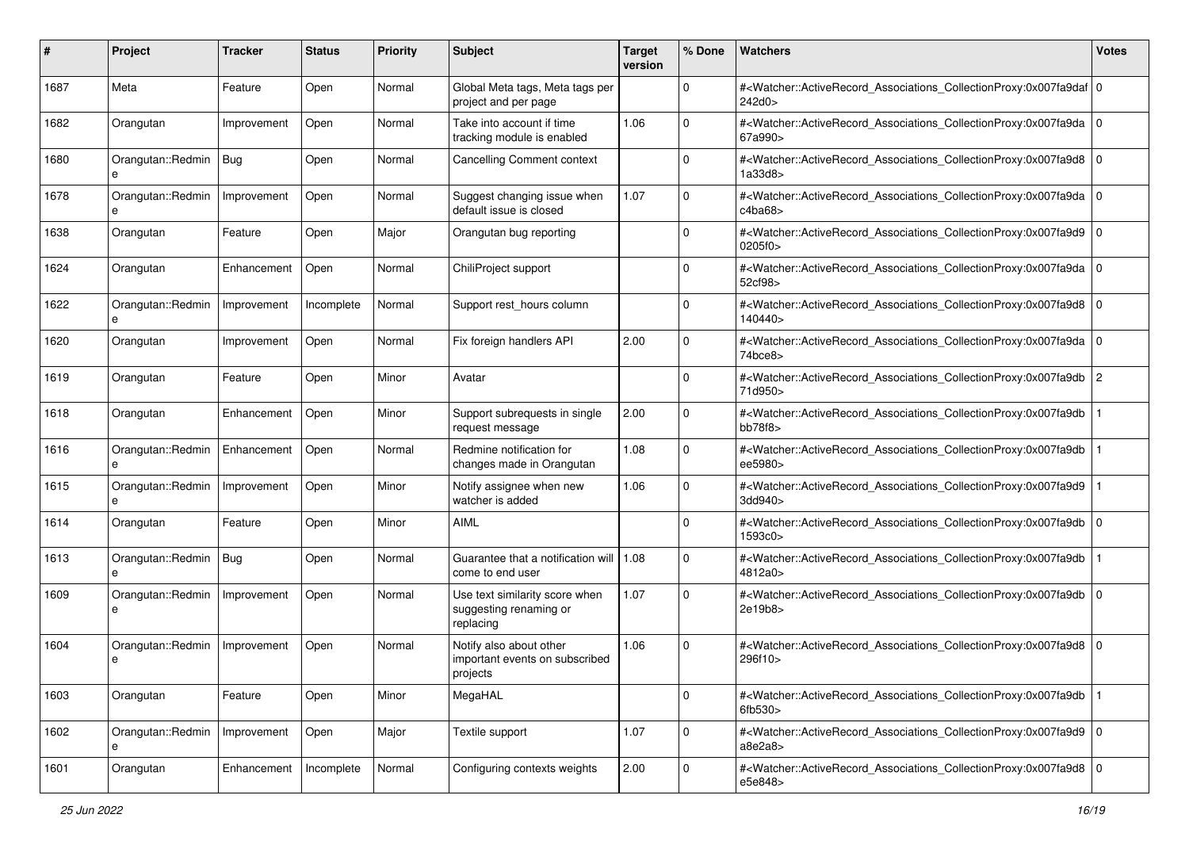| # | Project | Tracker | Status | Priority | Subject | Target version | % Done | Watchers | Votes |
|---|---|---|---|---|---|---|---|---|---|
| 1687 | Meta | Feature | Open | Normal | Global Meta tags, Meta tags per project and per page | | 0 | #<Watcher::ActiveRecord_Associations_CollectionProxy:0x007fa9daf242d0> | 0 |
| 1682 | Orangutan | Improvement | Open | Normal | Take into account if time tracking module is enabled | 1.06 | 0 | #<Watcher::ActiveRecord_Associations_CollectionProxy:0x007fa9da67a990> | 0 |
| 1680 | Orangutan::Redmine | Bug | Open | Normal | Cancelling Comment context | | 0 | #<Watcher::ActiveRecord_Associations_CollectionProxy:0x007fa9d81a33d8> | 0 |
| 1678 | Orangutan::Redmine | Improvement | Open | Normal | Suggest changing issue when default issue is closed | 1.07 | 0 | #<Watcher::ActiveRecord_Associations_CollectionProxy:0x007fa9dac4ba68> | 0 |
| 1638 | Orangutan | Feature | Open | Major | Orangutan bug reporting | | 0 | #<Watcher::ActiveRecord_Associations_CollectionProxy:0x007fa9d90205f0> | 0 |
| 1624 | Orangutan | Enhancement | Open | Normal | ChiliProject support | | 0 | #<Watcher::ActiveRecord_Associations_CollectionProxy:0x007fa9da52cf98> | 0 |
| 1622 | Orangutan::Redmine | Improvement | Incomplete | Normal | Support rest_hours column | | 0 | #<Watcher::ActiveRecord_Associations_CollectionProxy:0x007fa9d8140440> | 0 |
| 1620 | Orangutan | Improvement | Open | Normal | Fix foreign handlers API | 2.00 | 0 | #<Watcher::ActiveRecord_Associations_CollectionProxy:0x007fa9da74bce8> | 0 |
| 1619 | Orangutan | Feature | Open | Minor | Avatar | | 0 | #<Watcher::ActiveRecord_Associations_CollectionProxy:0x007fa9db71d950> | 2 |
| 1618 | Orangutan | Enhancement | Open | Minor | Support subrequests in single request message | 2.00 | 0 | #<Watcher::ActiveRecord_Associations_CollectionProxy:0x007fa9dbbb78f8> | 1 |
| 1616 | Orangutan::Redmine | Enhancement | Open | Normal | Redmine notification for changes made in Orangutan | 1.08 | 0 | #<Watcher::ActiveRecord_Associations_CollectionProxy:0x007fa9dbee5980> | 1 |
| 1615 | Orangutan::Redmine | Improvement | Open | Minor | Notify assignee when new watcher is added | 1.06 | 0 | #<Watcher::ActiveRecord_Associations_CollectionProxy:0x007fa9d93dd940> | 1 |
| 1614 | Orangutan | Feature | Open | Minor | AIML | | 0 | #<Watcher::ActiveRecord_Associations_CollectionProxy:0x007fa9db1593c0> | 0 |
| 1613 | Orangutan::Redmine | Bug | Open | Normal | Guarantee that a notification will come to end user | 1.08 | 0 | #<Watcher::ActiveRecord_Associations_CollectionProxy:0x007fa9db4812a0> | 1 |
| 1609 | Orangutan::Redmine | Improvement | Open | Normal | Use text similarity score when suggesting renaming or replacing | 1.07 | 0 | #<Watcher::ActiveRecord_Associations_CollectionProxy:0x007fa9db2e19b8> | 0 |
| 1604 | Orangutan::Redmine | Improvement | Open | Normal | Notify also about other important events on subscribed projects | 1.06 | 0 | #<Watcher::ActiveRecord_Associations_CollectionProxy:0x007fa9d8296f10> | 0 |
| 1603 | Orangutan | Feature | Open | Minor | MegaHAL | | 0 | #<Watcher::ActiveRecord_Associations_CollectionProxy:0x007fa9db6fb530> | 1 |
| 1602 | Orangutan::Redmine | Improvement | Open | Major | Textile support | 1.07 | 0 | #<Watcher::ActiveRecord_Associations_CollectionProxy:0x007fa9d9a8e2a8> | 0 |
| 1601 | Orangutan | Enhancement | Incomplete | Normal | Configuring contexts weights | 2.00 | 0 | #<Watcher::ActiveRecord_Associations_CollectionProxy:0x007fa9d8e5e848> | 0 |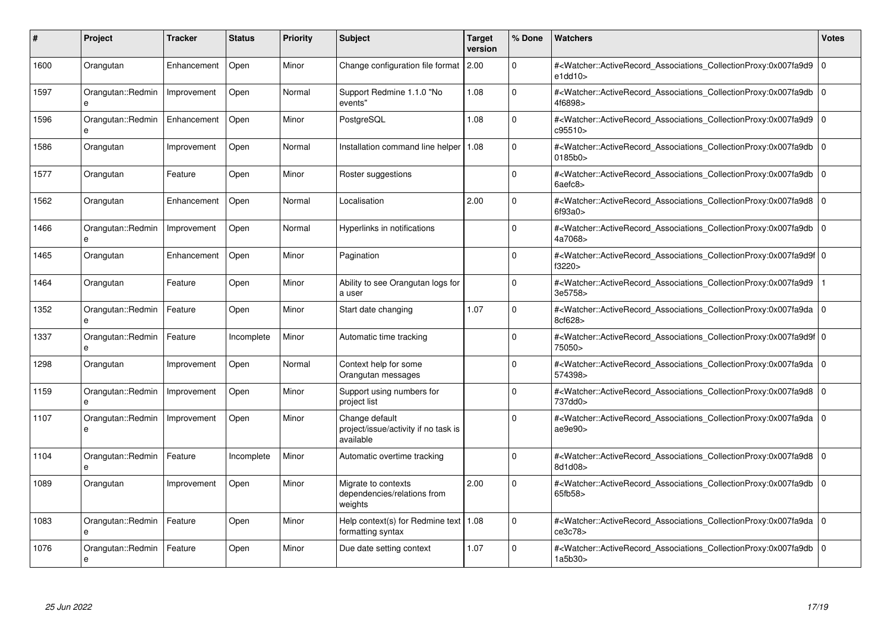| # | Project | Tracker | Status | Priority | Subject | Target version | % Done | Watchers | Votes |
|---|---|---|---|---|---|---|---|---|---|
| 1600 | Orangutan | Enhancement | Open | Minor | Change configuration file format | 2.00 | 0 | #<Watcher::ActiveRecord_Associations_CollectionProxy:0x007fa9d9e1dd10> | 0 |
| 1597 | Orangutan::Redmine | Improvement | Open | Normal | Support Redmine 1.1.0 "No events" | 1.08 | 0 | #<Watcher::ActiveRecord_Associations_CollectionProxy:0x007fa9db4f6898> | 0 |
| 1596 | Orangutan::Redmine | Enhancement | Open | Minor | PostgreSQL | 1.08 | 0 | #<Watcher::ActiveRecord_Associations_CollectionProxy:0x007fa9d9c95510> | 0 |
| 1586 | Orangutan | Improvement | Open | Normal | Installation command line helper | 1.08 | 0 | #<Watcher::ActiveRecord_Associations_CollectionProxy:0x007fa9db0185b0> | 0 |
| 1577 | Orangutan | Feature | Open | Minor | Roster suggestions | | 0 | #<Watcher::ActiveRecord_Associations_CollectionProxy:0x007fa9db6aefc8> | 0 |
| 1562 | Orangutan | Enhancement | Open | Normal | Localisation | 2.00 | 0 | #<Watcher::ActiveRecord_Associations_CollectionProxy:0x007fa9d86f93a0> | 0 |
| 1466 | Orangutan::Redmine | Improvement | Open | Normal | Hyperlinks in notifications | | 0 | #<Watcher::ActiveRecord_Associations_CollectionProxy:0x007fa9db4a7068> | 0 |
| 1465 | Orangutan | Enhancement | Open | Minor | Pagination | | 0 | #<Watcher::ActiveRecord_Associations_CollectionProxy:0x007fa9d9ff3220> | 0 |
| 1464 | Orangutan | Feature | Open | Minor | Ability to see Orangutan logs for a user | | 0 | #<Watcher::ActiveRecord_Associations_CollectionProxy:0x007fa9d93e5758> | 1 |
| 1352 | Orangutan::Redmine | Feature | Open | Minor | Start date changing | 1.07 | 0 | #<Watcher::ActiveRecord_Associations_CollectionProxy:0x007fa9da8cf628> | 0 |
| 1337 | Orangutan::Redmine | Feature | Incomplete | Minor | Automatic time tracking | | 0 | #<Watcher::ActiveRecord_Associations_CollectionProxy:0x007fa9d9f75050> | 0 |
| 1298 | Orangutan | Improvement | Open | Normal | Context help for some Orangutan messages | | 0 | #<Watcher::ActiveRecord_Associations_CollectionProxy:0x007fa9da574398> | 0 |
| 1159 | Orangutan::Redmine | Improvement | Open | Minor | Support using numbers for project list | | 0 | #<Watcher::ActiveRecord_Associations_CollectionProxy:0x007fa9d8737dd0> | 0 |
| 1107 | Orangutan::Redmine | Improvement | Open | Minor | Change default project/issue/activity if no task is available | | 0 | #<Watcher::ActiveRecord_Associations_CollectionProxy:0x007fa9daae9e90> | 0 |
| 1104 | Orangutan::Redmine | Feature | Incomplete | Minor | Automatic overtime tracking | | 0 | #<Watcher::ActiveRecord_Associations_CollectionProxy:0x007fa9d88d1d08> | 0 |
| 1089 | Orangutan | Improvement | Open | Minor | Migrate to contexts dependencies/relations from weights | 2.00 | 0 | #<Watcher::ActiveRecord_Associations_CollectionProxy:0x007fa9db65fb58> | 0 |
| 1083 | Orangutan::Redmine | Feature | Open | Minor | Help context(s) for Redmine text formatting syntax | 1.08 | 0 | #<Watcher::ActiveRecord_Associations_CollectionProxy:0x007fa9dace3c78> | 0 |
| 1076 | Orangutan::Redmine | Feature | Open | Minor | Due date setting context | 1.07 | 0 | #<Watcher::ActiveRecord_Associations_CollectionProxy:0x007fa9db1a5b30> | 0 |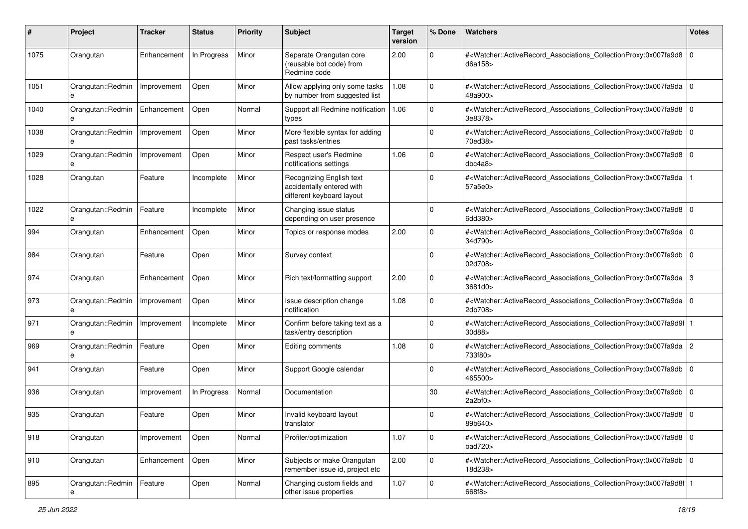| # | Project | Tracker | Status | Priority | Subject | Target version | % Done | Watchers | Votes |
|---|---|---|---|---|---|---|---|---|---|
| 1075 | Orangutan | Enhancement | In Progress | Minor | Separate Orangutan core (reusable bot code) from Redmine code | 2.00 | 0 | #<Watcher::ActiveRecord_Associations_CollectionProxy:0x007fa9d8d6a158> | 0 |
| 1051 | Orangutan::Redmine | Improvement | Open | Minor | Allow applying only some tasks by number from suggested list | 1.08 | 0 | #<Watcher::ActiveRecord_Associations_CollectionProxy:0x007fa9da48a900> | 0 |
| 1040 | Orangutan::Redmine | Enhancement | Open | Normal | Support all Redmine notification types | 1.06 | 0 | #<Watcher::ActiveRecord_Associations_CollectionProxy:0x007fa9d83e8378> | 0 |
| 1038 | Orangutan::Redmine | Improvement | Open | Minor | More flexible syntax for adding past tasks/entries | | 0 | #<Watcher::ActiveRecord_Associations_CollectionProxy:0x007fa9db70ed38> | 0 |
| 1029 | Orangutan::Redmine | Improvement | Open | Minor | Respect user's Redmine notifications settings | 1.06 | 0 | #<Watcher::ActiveRecord_Associations_CollectionProxy:0x007fa9d8dbc4a8> | 0 |
| 1028 | Orangutan | Feature | Incomplete | Minor | Recognizing English text accidentally entered with different keyboard layout | | 0 | #<Watcher::ActiveRecord_Associations_CollectionProxy:0x007fa9da57a5e0> | 1 |
| 1022 | Orangutan::Redmine | Feature | Incomplete | Minor | Changing issue status depending on user presence | | 0 | #<Watcher::ActiveRecord_Associations_CollectionProxy:0x007fa9d86dd380> | 0 |
| 994 | Orangutan | Enhancement | Open | Minor | Topics or response modes | 2.00 | 0 | #<Watcher::ActiveRecord_Associations_CollectionProxy:0x007fa9da34d790> | 0 |
| 984 | Orangutan | Feature | Open | Minor | Survey context | | 0 | #<Watcher::ActiveRecord_Associations_CollectionProxy:0x007fa9db02d708> | 0 |
| 974 | Orangutan | Enhancement | Open | Minor | Rich text/formatting support | 2.00 | 0 | #<Watcher::ActiveRecord_Associations_CollectionProxy:0x007fa9da3681d0> | 3 |
| 973 | Orangutan::Redmine | Improvement | Open | Minor | Issue description change notification | 1.08 | 0 | #<Watcher::ActiveRecord_Associations_CollectionProxy:0x007fa9da2db708> | 0 |
| 971 | Orangutan::Redmine | Improvement | Incomplete | Minor | Confirm before taking text as a task/entry description | | 0 | #<Watcher::ActiveRecord_Associations_CollectionProxy:0x007fa9d9f30d88> | 1 |
| 969 | Orangutan::Redmine | Feature | Open | Minor | Editing comments | 1.08 | 0 | #<Watcher::ActiveRecord_Associations_CollectionProxy:0x007fa9da733f80> | 2 |
| 941 | Orangutan | Feature | Open | Minor | Support Google calendar | | 0 | #<Watcher::ActiveRecord_Associations_CollectionProxy:0x007fa9db465500> | 0 |
| 936 | Orangutan | Improvement | In Progress | Normal | Documentation | | 30 | #<Watcher::ActiveRecord_Associations_CollectionProxy:0x007fa9db2a2bf0> | 0 |
| 935 | Orangutan | Feature | Open | Minor | Invalid keyboard layout translator | | 0 | #<Watcher::ActiveRecord_Associations_CollectionProxy:0x007fa9d889b640> | 0 |
| 918 | Orangutan | Improvement | Open | Normal | Profiler/optimization | 1.07 | 0 | #<Watcher::ActiveRecord_Associations_CollectionProxy:0x007fa9d8bad720> | 0 |
| 910 | Orangutan | Enhancement | Open | Minor | Subjects or make Orangutan remember issue id, project etc | 2.00 | 0 | #<Watcher::ActiveRecord_Associations_CollectionProxy:0x007fa9db18d238> | 0 |
| 895 | Orangutan::Redmine | Feature | Open | Normal | Changing custom fields and other issue properties | 1.07 | 0 | #<Watcher::ActiveRecord_Associations_CollectionProxy:0x007fa9d8f668f8> | 1 |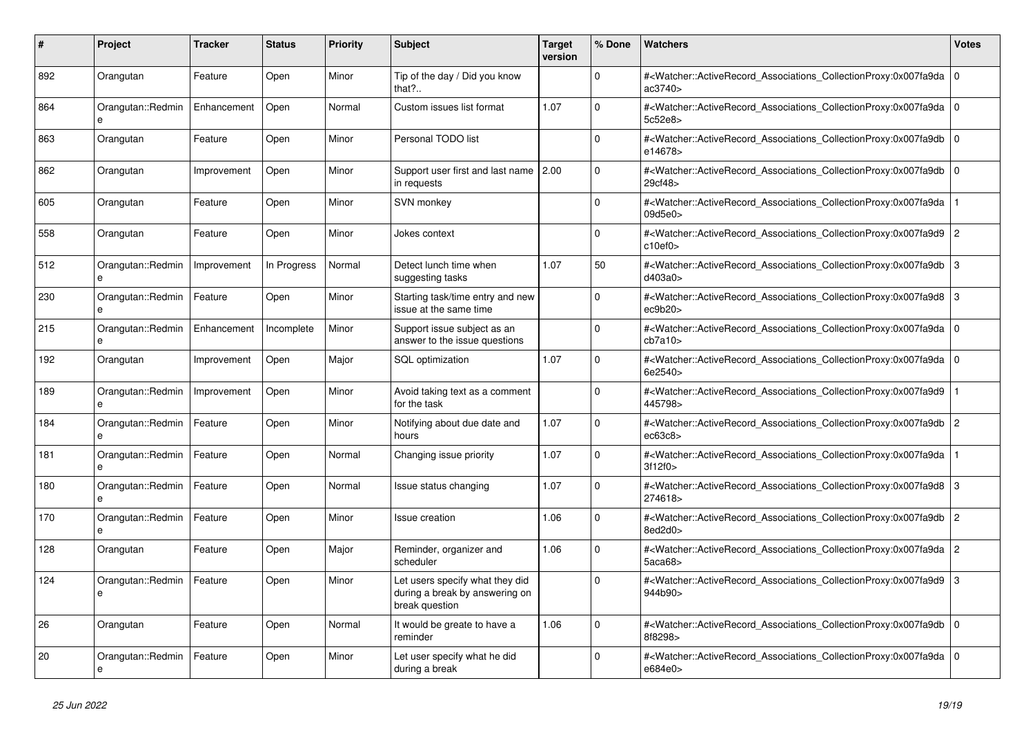| # | Project | Tracker | Status | Priority | Subject | Target version | % Done | Watchers | Votes |
|---|---|---|---|---|---|---|---|---|---|
| 892 | Orangutan | Feature | Open | Minor | Tip of the day / Did you know that?.. | | 0 | #<Watcher::ActiveRecord_Associations_CollectionProxy:0x007fa9daac3740> | 0 |
| 864 | Orangutan::Redmine | Enhancement | Open | Normal | Custom issues list format | 1.07 | 0 | #<Watcher::ActiveRecord_Associations_CollectionProxy:0x007fa9da5c52e8> | 0 |
| 863 | Orangutan | Feature | Open | Minor | Personal TODO list | | 0 | #<Watcher::ActiveRecord_Associations_CollectionProxy:0x007fa9dbe14678> | 0 |
| 862 | Orangutan | Improvement | Open | Minor | Support user first and last name in requests | 2.00 | 0 | #<Watcher::ActiveRecord_Associations_CollectionProxy:0x007fa9db29cf48> | 0 |
| 605 | Orangutan | Feature | Open | Minor | SVN monkey | | 0 | #<Watcher::ActiveRecord_Associations_CollectionProxy:0x007fa9da09d5e0> | 1 |
| 558 | Orangutan | Feature | Open | Minor | Jokes context | | 0 | #<Watcher::ActiveRecord_Associations_CollectionProxy:0x007fa9d9c10ef0> | 2 |
| 512 | Orangutan::Redmine | Improvement | In Progress | Normal | Detect lunch time when suggesting tasks | 1.07 | 50 | #<Watcher::ActiveRecord_Associations_CollectionProxy:0x007fa9dbd403a0> | 3 |
| 230 | Orangutan::Redmine | Feature | Open | Minor | Starting task/time entry and new issue at the same time | | 0 | #<Watcher::ActiveRecord_Associations_CollectionProxy:0x007fa9d8ec9b20> | 3 |
| 215 | Orangutan::Redmine | Enhancement | Incomplete | Minor | Support issue subject as an answer to the issue questions | | 0 | #<Watcher::ActiveRecord_Associations_CollectionProxy:0x007fa9dacb7a10> | 0 |
| 192 | Orangutan | Improvement | Open | Major | SQL optimization | 1.07 | 0 | #<Watcher::ActiveRecord_Associations_CollectionProxy:0x007fa9da6e2540> | 0 |
| 189 | Orangutan::Redmine | Improvement | Open | Minor | Avoid taking text as a comment for the task | | 0 | #<Watcher::ActiveRecord_Associations_CollectionProxy:0x007fa9d9445798> | 1 |
| 184 | Orangutan::Redmine | Feature | Open | Minor | Notifying about due date and hours | 1.07 | 0 | #<Watcher::ActiveRecord_Associations_CollectionProxy:0x007fa9dbec63c8> | 2 |
| 181 | Orangutan::Redmine | Feature | Open | Normal | Changing issue priority | 1.07 | 0 | #<Watcher::ActiveRecord_Associations_CollectionProxy:0x007fa9da3f12f0> | 1 |
| 180 | Orangutan::Redmine | Feature | Open | Normal | Issue status changing | 1.07 | 0 | #<Watcher::ActiveRecord_Associations_CollectionProxy:0x007fa9d8274618> | 3 |
| 170 | Orangutan::Redmine | Feature | Open | Minor | Issue creation | 1.06 | 0 | #<Watcher::ActiveRecord_Associations_CollectionProxy:0x007fa9db8ed2d0> | 2 |
| 128 | Orangutan | Feature | Open | Major | Reminder, organizer and scheduler | 1.06 | 0 | #<Watcher::ActiveRecord_Associations_CollectionProxy:0x007fa9da5aca68> | 2 |
| 124 | Orangutan::Redmine | Feature | Open | Minor | Let users specify what they did during a break by answering on break question | | 0 | #<Watcher::ActiveRecord_Associations_CollectionProxy:0x007fa9d9944b90> | 3 |
| 26 | Orangutan | Feature | Open | Normal | It would be greate to have a reminder | 1.06 | 0 | #<Watcher::ActiveRecord_Associations_CollectionProxy:0x007fa9db8f8298> | 0 |
| 20 | Orangutan::Redmine | Feature | Open | Minor | Let user specify what he did during a break | | 0 | #<Watcher::ActiveRecord_Associations_CollectionProxy:0x007fa9dae684e0> | 0 |

*25 Jun 2022*